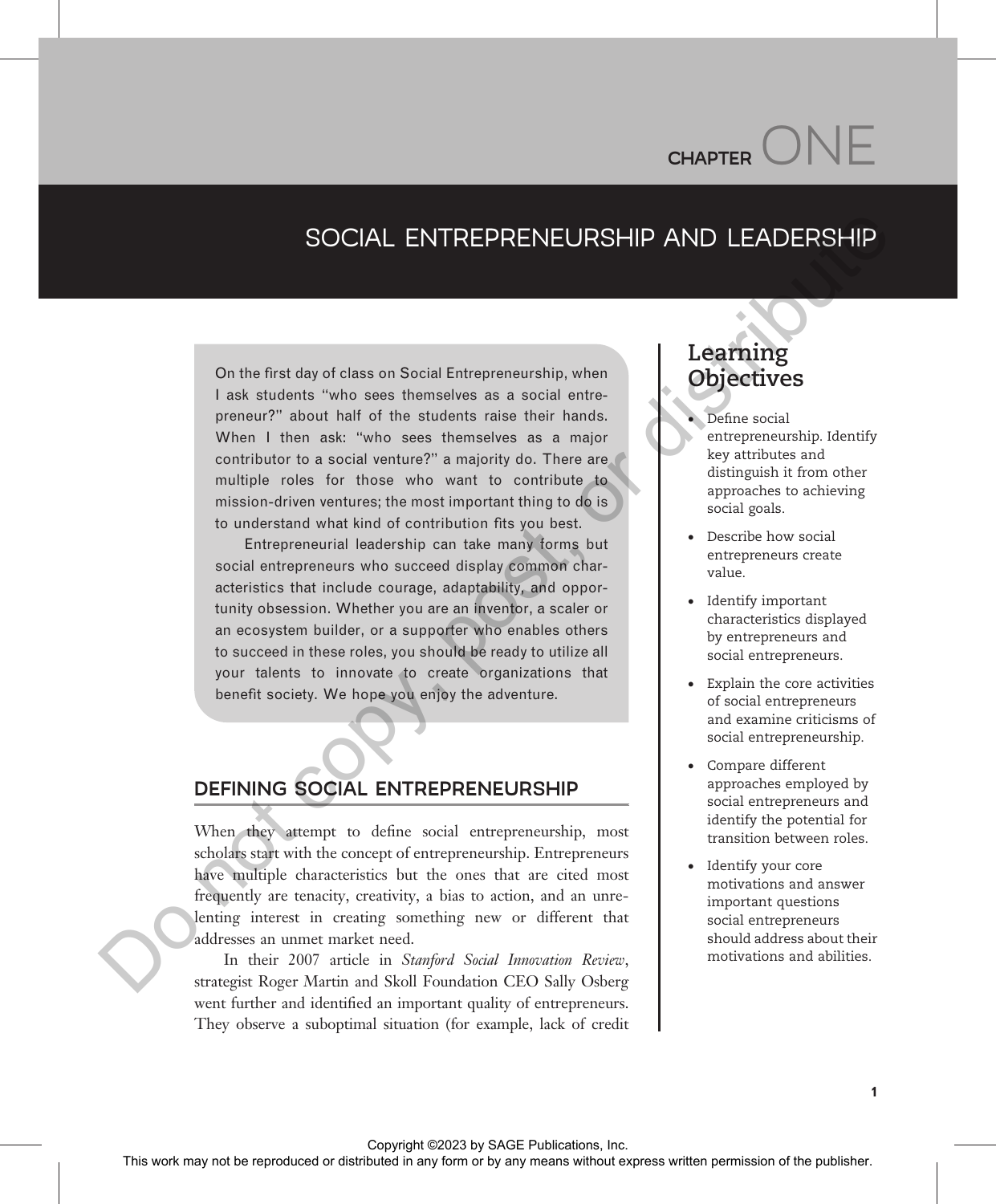# CHAPTER ONE

# SOCIAL ENTREPRENEURSHIP AND LEADERSHIP

On the first day of class on Social Entrepreneurship, when I ask students "who sees themselves as a social entrepreneur?" about half of the students raise their hands. When I then ask: "who sees themselves as a major contributor to a social venture?" a majority do. There are multiple roles for those who want to contribute to mission-driven ventures; the most important thing to do is to understand what kind of contribution fits you best.

Entrepreneurial leadership can take many forms but social entrepreneurs who succeed display common characteristics that include courage, adaptability, and opportunity obsession. Whether you are an inventor, a scaler or an ecosystem builder, or a supporter who enables others to succeed in these roles, you should be ready to utilize all your talents to innovate to create organizations that benefit society. We hope you enjoy the adventure.

## Learning Objectives

- Define social entrepreneurship. Identify key attributes and distinguish it from other approaches to achieving social goals.
- Describe how social entrepreneurs create value.
- Identify important characteristics displayed by entrepreneurs and social entrepreneurs.
- Explain the core activities of social entrepreneurs and examine criticisms of social entrepreneurship.
- Compare different approaches employed by social entrepreneurs and identify the potential for transition between roles.
- Identify your core motivations and answer important questions social entrepreneurs should address about their motivations and abilities.

## DEFINING SOCIAL ENTREPRENEURSHIP

When they attempt to define social entrepreneurship, most scholars start with the concept of entrepreneurship. Entrepreneurs have multiple characteristics but the ones that are cited most frequently are tenacity, creativity, a bias to action, and an unrelenting interest in creating something new or different that addresses an unmet market need.

In their 2007 article in *Stanford Social Innovation Review*, strategist Roger Martin and Skoll Foundation CEO Sally Osberg went further and identified an important quality of entrepreneurs. They observe a suboptimal situation (for example, lack of credit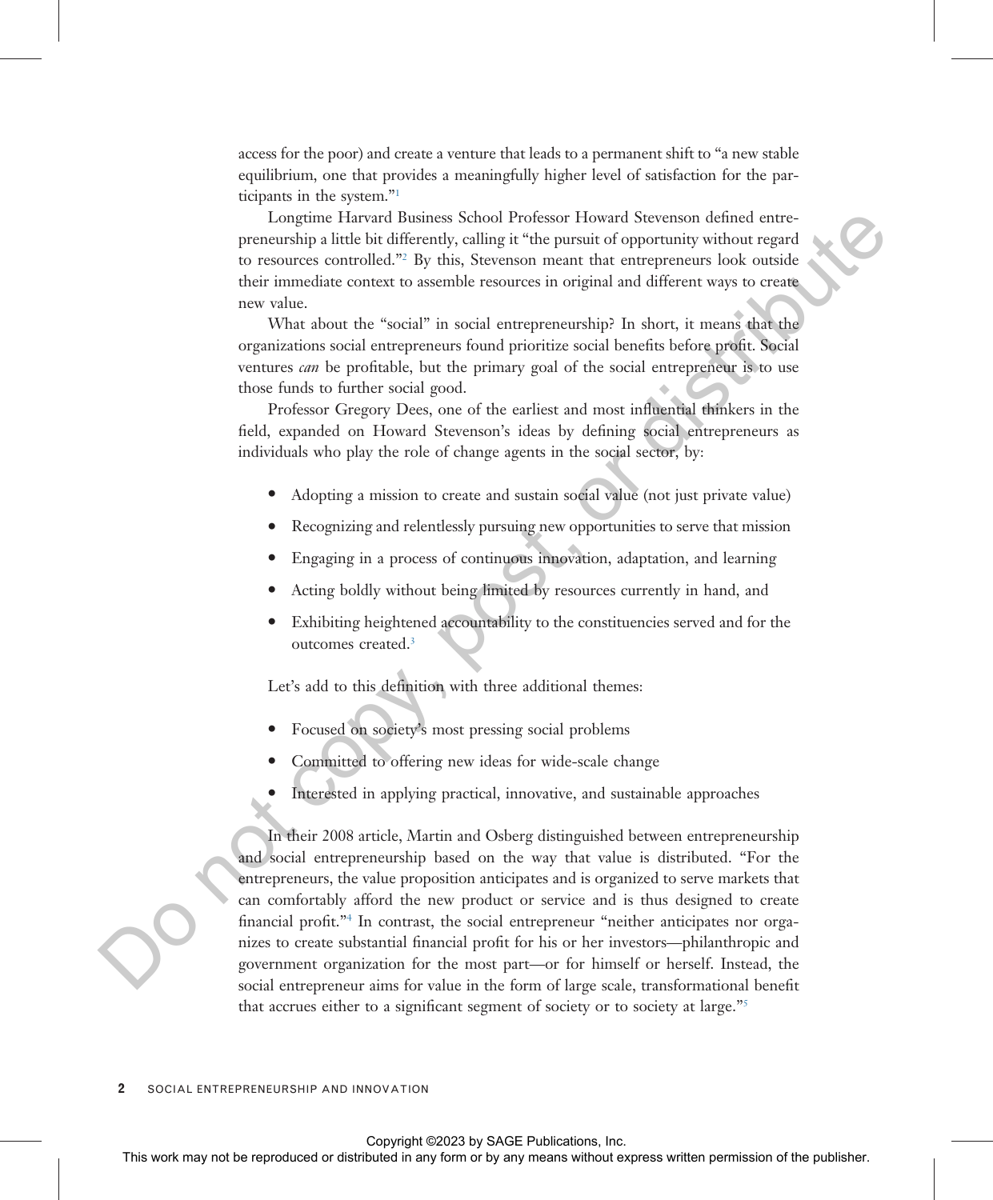access for the poor) and create a venture that leads to a permanent shift to "a new stable equilibrium, one that provides a meaningfully higher level of satisfaction for the participants in the system."[1]

Longtime Harvard Business School Professor Howard Stevenson defined entrepreneurship a little bit differently, calling it "the pursuit of opportunity without regard to resources controlled."[2] By this, Stevenson meant that entrepreneurs look outside their immediate context to assemble resources in original and different ways to create new value.

What about the "social" in social entrepreneurship? In short, it means that the organizations social entrepreneurs found prioritize social benefits before profit. Social ventures *can* be profitable, but the primary goal of the social entrepreneur is to use those funds to further social good.

Professor Gregory Dees, one of the earliest and most influential thinkers in the field, expanded on Howard Stevenson's ideas by defining social entrepreneurs as individuals who play the role of change agents in the social sector, by:

- Adopting a mission to create and sustain social value (not just private value)
- Recognizing and relentlessly pursuing new opportunities to serve that mission
- Engaging in a process of continuous innovation, adaptation, and learning
- Acting boldly without being limited by resources currently in hand, and
- Exhibiting heightened accountability to the constituencies served and for the outcomes created.[3]

Let's add to this definition with three additional themes:

- Focused on society's most pressing social problems
- Committed to offering new ideas for wide-scale change
- Interested in applying practical, innovative, and sustainable approaches

In their 2008 article, Martin and Osberg distinguished between entrepreneurship and social entrepreneurship based on the way that value is distributed. "For the entrepreneurs, the value proposition anticipates and is organized to serve markets that can comfortably afford the new product or service and is thus designed to create financial profit."[4] In contrast, the social entrepreneur "neither anticipates nor organizes to create substantial financial profit for his or her investors—philanthropic and government organization for the most part—or for himself or herself. Instead, the social entrepreneur aims for value in the form of large scale, transformational benefit that accrues either to a significant segment of society or to society at large."[5]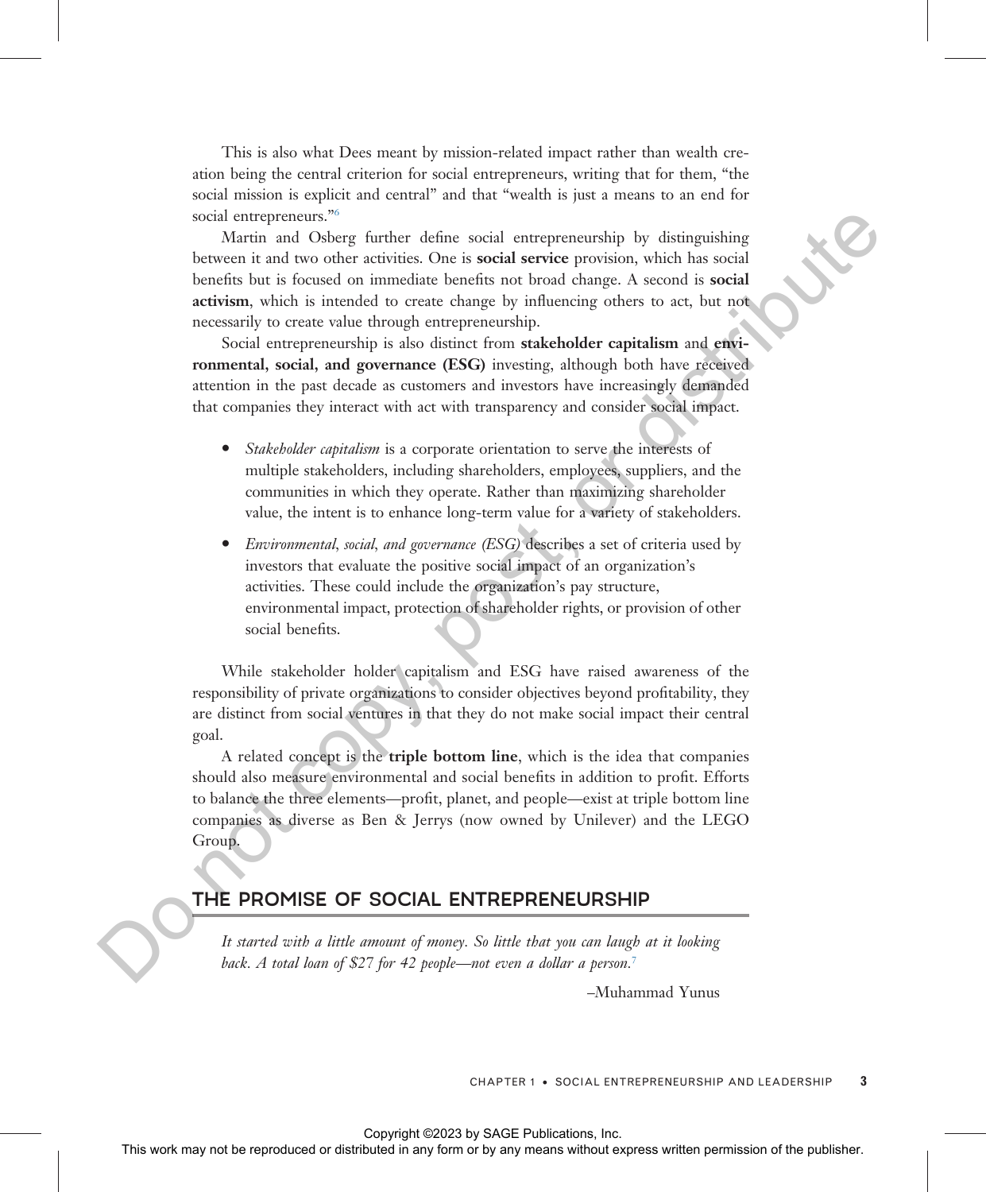This is also what Dees meant by mission-related impact rather than wealth creation being the central criterion for social entrepreneurs, writing that for them, "the social mission is explicit and central" and that "wealth is just a means to an end for social entrepreneurs."[6]

Martin and Osberg further define social entrepreneurship by distinguishing between it and two other activities. One is **social service** provision, which has social benefits but is focused on immediate benefits not broad change. A second is **social activism**, which is intended to create change by influencing others to act, but not necessarily to create value through entrepreneurship.

Social entrepreneurship is also distinct from **stakeholder capitalism** and **environmental, social, and governance (ESG)** investing, although both have received attention in the past decade as customers and investors have increasingly demanded that companies they interact with act with transparency and consider social impact.

- *Stakeholder capitalism* is a corporate orientation to serve the interests of multiple stakeholders, including shareholders, employees, suppliers, and the communities in which they operate. Rather than maximizing shareholder value, the intent is to enhance long-term value for a variety of stakeholders.
- *Environmental, social, and governance (ESG)* describes a set of criteria used by investors that evaluate the positive social impact of an organization's activities. These could include the organization's pay structure, environmental impact, protection of shareholder rights, or provision of other social benefits.

While stakeholder holder capitalism and ESG have raised awareness of the responsibility of private organizations to consider objectives beyond profitability, they are distinct from social ventures in that they do not make social impact their central goal.

A related concept is the **triple bottom line**, which is the idea that companies should also measure environmental and social benefits in addition to profit. Efforts to balance the three elements—profit, planet, and people—exist at triple bottom line companies as diverse as Ben & Jerrys (now owned by Unilever) and the LEGO Group.

## THE PROMISE OF SOCIAL ENTREPRENEURSHIP

*It started with a little amount of money. So little that you can laugh at it looking back. A total loan of $27 for 42 people—not even a dollar a person.*[7]

–Muhammad Yunus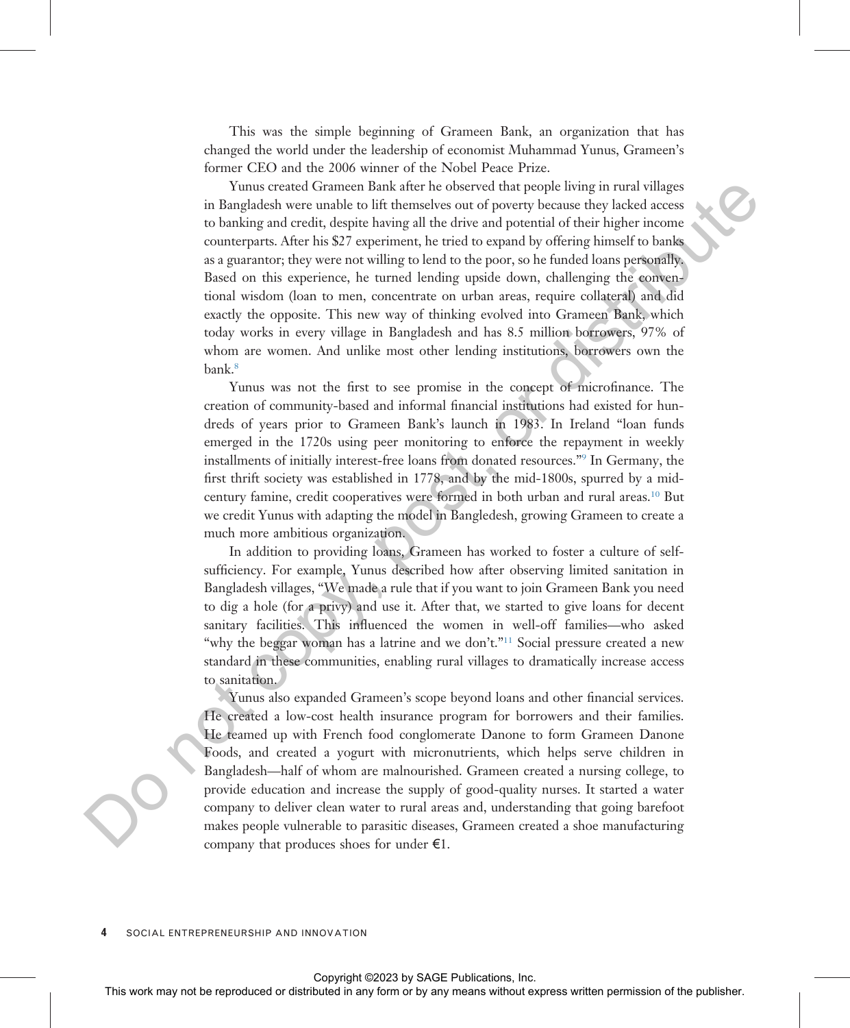This was the simple beginning of Grameen Bank, an organization that has changed the world under the leadership of economist Muhammad Yunus, Grameen's former CEO and the 2006 winner of the Nobel Peace Prize.

Yunus created Grameen Bank after he observed that people living in rural villages in Bangladesh were unable to lift themselves out of poverty because they lacked access to banking and credit, despite having all the drive and potential of their higher income counterparts. After his $27 experiment, he tried to expand by offering himself to banks as a guarantor; they were not willing to lend to the poor, so he funded loans personally. Based on this experience, he turned lending upside down, challenging the conventional wisdom (loan to men, concentrate on urban areas, require collateral) and did exactly the opposite. This new way of thinking evolved into Grameen Bank, which today works in every village in Bangladesh and has 8.5 million borrowers, 97% of whom are women. And unlike most other lending institutions, borrowers own the bank.[8]

Yunus was not the first to see promise in the concept of microfinance. The creation of community-based and informal financial institutions had existed for hundreds of years prior to Grameen Bank's launch in 1983. In Ireland "loan funds emerged in the 1720s using peer monitoring to enforce the repayment in weekly installments of initially interest-free loans from donated resources."[9] In Germany, the first thrift society was established in 1778, and by the mid-1800s, spurred by a mid-century famine, credit cooperatives were formed in both urban and rural areas.[10] But we credit Yunus with adapting the model in Bangledesh, growing Grameen to create a much more ambitious organization.

In addition to providing loans, Grameen has worked to foster a culture of self-sufficiency. For example, Yunus described how after observing limited sanitation in Bangladesh villages, "We made a rule that if you want to join Grameen Bank you need to dig a hole (for a privy) and use it. After that, we started to give loans for decent sanitary facilities. This influenced the women in well-off families—who asked "why the beggar woman has a latrine and we don't."[11] Social pressure created a new standard in these communities, enabling rural villages to dramatically increase access to sanitation.

Yunus also expanded Grameen's scope beyond loans and other financial services. He created a low-cost health insurance program for borrowers and their families. He teamed up with French food conglomerate Danone to form Grameen Danone Foods, and created a yogurt with micronutrients, which helps serve children in Bangladesh—half of whom are malnourished. Grameen created a nursing college, to provide education and increase the supply of good-quality nurses. It started a water company to deliver clean water to rural areas and, understanding that going barefoot makes people vulnerable to parasitic diseases, Grameen created a shoe manufacturing company that produces shoes for under €1.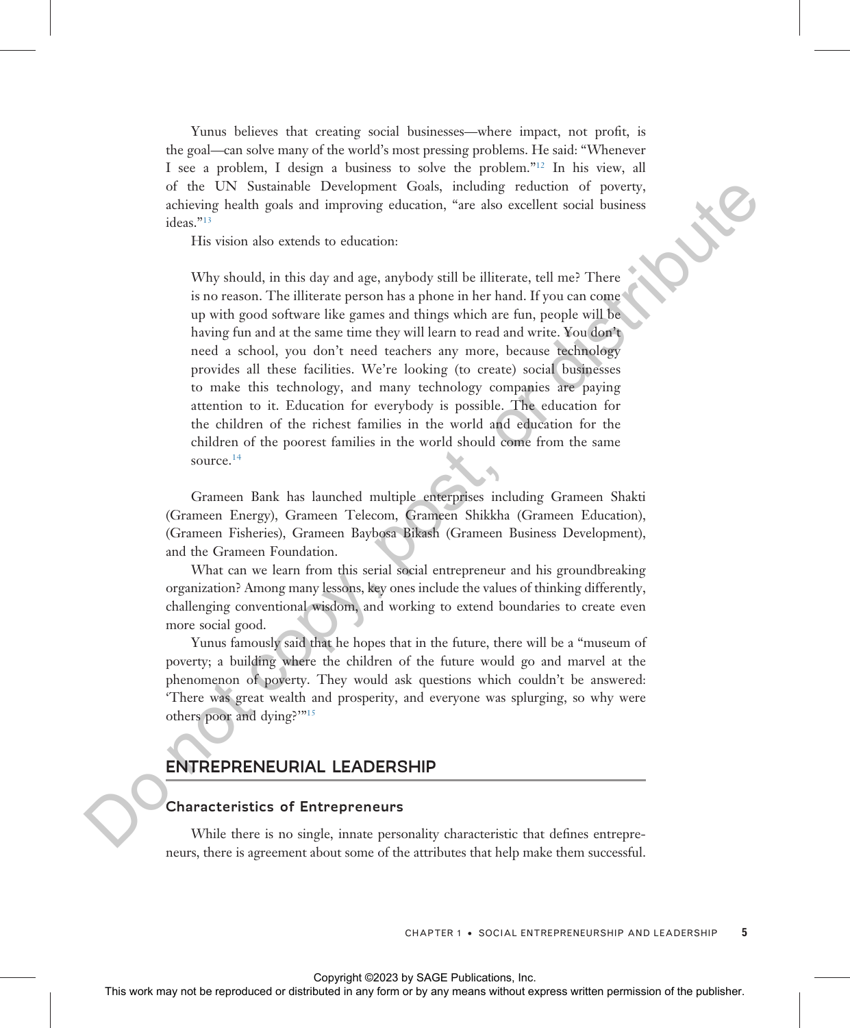Yunus believes that creating social businesses—where impact, not profit, is the goal—can solve many of the world's most pressing problems. He said: "Whenever I see a problem, I design a business to solve the problem."[12] In his view, all of the UN Sustainable Development Goals, including reduction of poverty, achieving health goals and improving education, "are also excellent social business ideas."[13]

His vision also extends to education:

> Why should, in this day and age, anybody still be illiterate, tell me? There is no reason. The illiterate person has a phone in her hand. If you can come up with good software like games and things which are fun, people will be having fun and at the same time they will learn to read and write. You don't need a school, you don't need teachers any more, because technology provides all these facilities. We're looking (to create) social businesses to make this technology, and many technology companies are paying attention to it. Education for everybody is possible. The education for the children of the richest families in the world and education for the children of the poorest families in the world should come from the same source.[14]

Grameen Bank has launched multiple enterprises including Grameen Shakti (Grameen Energy), Grameen Telecom, Grameen Shikkha (Grameen Education), (Grameen Fisheries), Grameen Baybosa Bikash (Grameen Business Development), and the Grameen Foundation.

What can we learn from this serial social entrepreneur and his groundbreaking organization? Among many lessons, key ones include the values of thinking differently, challenging conventional wisdom, and working to extend boundaries to create even more social good.

Yunus famously said that he hopes that in the future, there will be a "museum of poverty; a building where the children of the future would go and marvel at the phenomenon of poverty. They would ask questions which couldn't be answered: 'There was great wealth and prosperity, and everyone was splurging, so why were others poor and dying?'"[15]

## ENTREPRENEURIAL LEADERSHIP

### Characteristics of Entrepreneurs

While there is no single, innate personality characteristic that defines entrepreneurs, there is agreement about some of the attributes that help make them successful.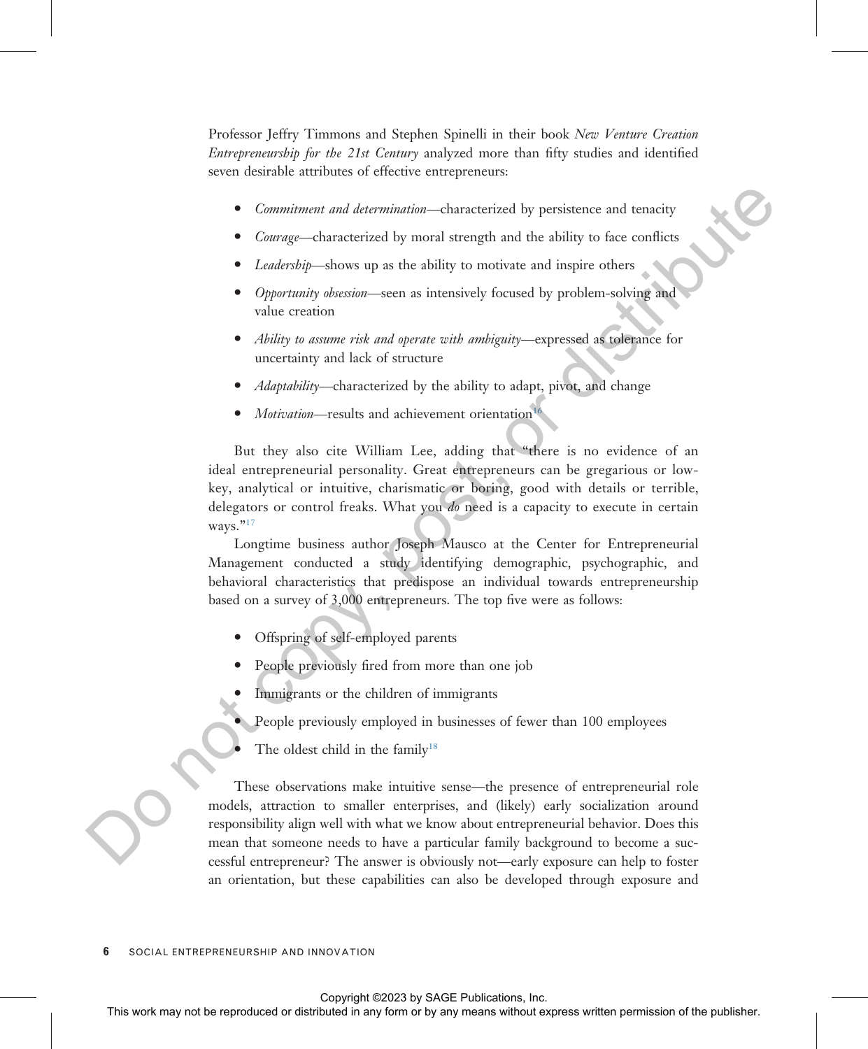Professor Jeffry Timmons and Stephen Spinelli in their book *New Venture Creation Entrepreneurship for the 21st Century* analyzed more than fifty studies and identified seven desirable attributes of effective entrepreneurs:

- *Commitment and determination*—characterized by persistence and tenacity
- *Courage*—characterized by moral strength and the ability to face conflicts
- *Leadership*—shows up as the ability to motivate and inspire others
- *Opportunity obsession*—seen as intensively focused by problem-solving and value creation
- *Ability to assume risk and operate with ambiguity*—expressed as tolerance for uncertainty and lack of structure
- *Adaptability*—characterized by the ability to adapt, pivot, and change
- *Motivation*—results and achievement orientation[16]

But they also cite William Lee, adding that "there is no evidence of an ideal entrepreneurial personality. Great entrepreneurs can be gregarious or low-key, analytical or intuitive, charismatic or boring, good with details or terrible, delegators or control freaks. What you *do* need is a capacity to execute in certain ways."[17]

Longtime business author Joseph Mausco at the Center for Entrepreneurial Management conducted a study identifying demographic, psychographic, and behavioral characteristics that predispose an individual towards entrepreneurship based on a survey of 3,000 entrepreneurs. The top five were as follows:

- Offspring of self-employed parents
- People previously fired from more than one job
- Immigrants or the children of immigrants
- People previously employed in businesses of fewer than 100 employees
- The oldest child in the family[18]

These observations make intuitive sense—the presence of entrepreneurial role models, attraction to smaller enterprises, and (likely) early socialization around responsibility align well with what we know about entrepreneurial behavior. Does this mean that someone needs to have a particular family background to become a successful entrepreneur? The answer is obviously not—early exposure can help to foster an orientation, but these capabilities can also be developed through exposure and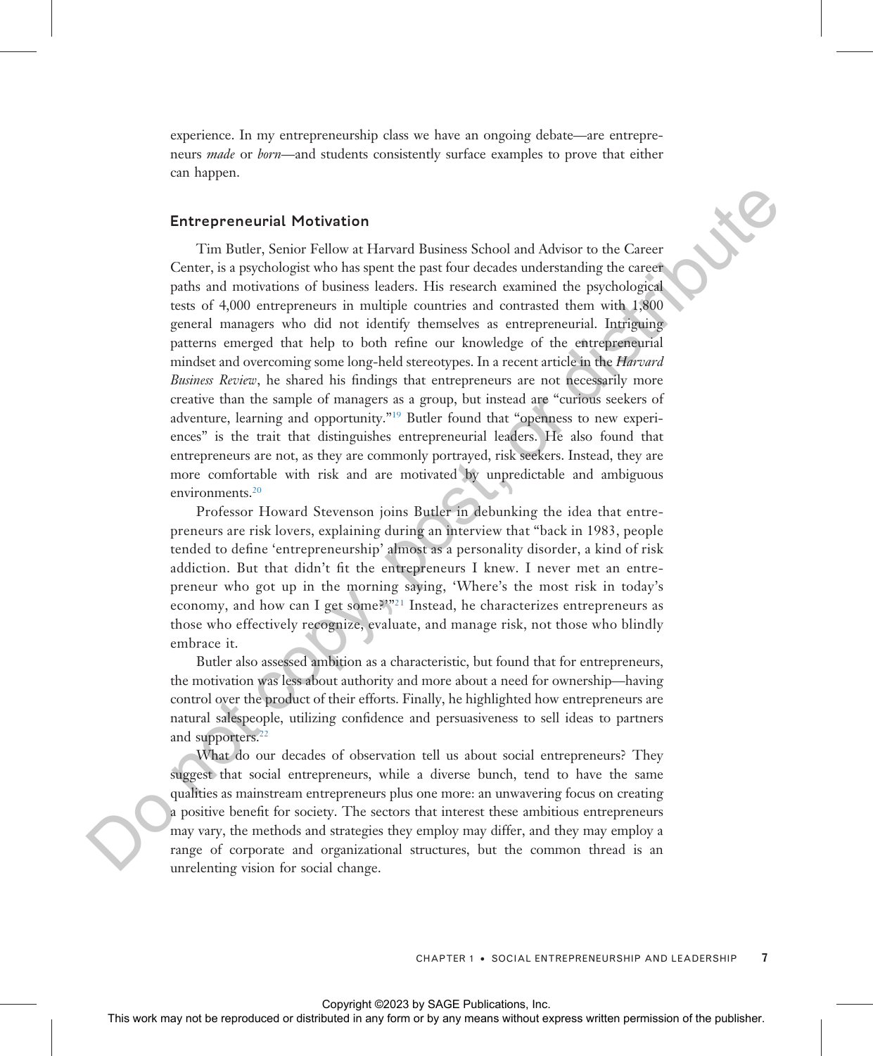experience. In my entrepreneurship class we have an ongoing debate—are entrepreneurs *made* or *born*—and students consistently surface examples to prove that either can happen.

### Entrepreneurial Motivation

Tim Butler, Senior Fellow at Harvard Business School and Advisor to the Career Center, is a psychologist who has spent the past four decades understanding the career paths and motivations of business leaders. His research examined the psychological tests of 4,000 entrepreneurs in multiple countries and contrasted them with 1,800 general managers who did not identify themselves as entrepreneurial. Intriguing patterns emerged that help to both refine our knowledge of the entrepreneurial mindset and overcoming some long-held stereotypes. In a recent article in the *Harvard Business Review*, he shared his findings that entrepreneurs are not necessarily more creative than the sample of managers as a group, but instead are "curious seekers of adventure, learning and opportunity."[19] Butler found that "openness to new experiences" is the trait that distinguishes entrepreneurial leaders. He also found that entrepreneurs are not, as they are commonly portrayed, risk seekers. Instead, they are more comfortable with risk and are motivated by unpredictable and ambiguous environments.[20]

Professor Howard Stevenson joins Butler in debunking the idea that entrepreneurs are risk lovers, explaining during an interview that "back in 1983, people tended to define 'entrepreneurship' almost as a personality disorder, a kind of risk addiction. But that didn't fit the entrepreneurs I knew. I never met an entrepreneur who got up in the morning saying, 'Where's the most risk in today's economy, and how can I get some?'"[21] Instead, he characterizes entrepreneurs as those who effectively recognize, evaluate, and manage risk, not those who blindly embrace it.

Butler also assessed ambition as a characteristic, but found that for entrepreneurs, the motivation was less about authority and more about a need for ownership—having control over the product of their efforts. Finally, he highlighted how entrepreneurs are natural salespeople, utilizing confidence and persuasiveness to sell ideas to partners and supporters.[22]

What do our decades of observation tell us about social entrepreneurs? They suggest that social entrepreneurs, while a diverse bunch, tend to have the same qualities as mainstream entrepreneurs plus one more: an unwavering focus on creating a positive benefit for society. The sectors that interest these ambitious entrepreneurs may vary, the methods and strategies they employ may differ, and they may employ a range of corporate and organizational structures, but the common thread is an unrelenting vision for social change.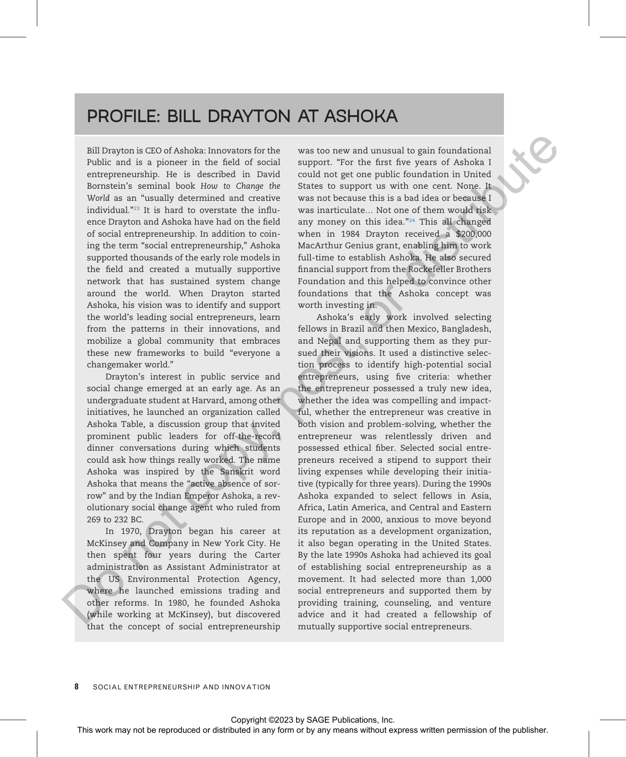## PROFILE: BILL DRAYTON AT ASHOKA

Bill Drayton is CEO of Ashoka: Innovators for the Public and is a pioneer in the field of social entrepreneurship. He is described in David Bornstein's seminal book *How to Change the World* as an "usually determined and creative individual."[23] It is hard to overstate the influence Drayton and Ashoka have had on the field of social entrepreneurship. In addition to coining the term "social entrepreneurship," Ashoka supported thousands of the early role models in the field and created a mutually supportive network that has sustained system change around the world. When Drayton started Ashoka, his vision was to identify and support the world's leading social entrepreneurs, learn from the patterns in their innovations, and mobilize a global community that embraces these new frameworks to build "everyone a changemaker world."

Drayton's interest in public service and social change emerged at an early age. As an undergraduate student at Harvard, among other initiatives, he launched an organization called Ashoka Table, a discussion group that invited prominent public leaders for off-the-record dinner conversations during which students could ask how things really worked. The name Ashoka was inspired by the Sanskrit word Ashoka that means the "active absence of sorrow" and by the Indian Emperor Ashoka, a revolutionary social change agent who ruled from 269 to 232 BC.

In 1970, Drayton began his career at McKinsey and Company in New York City. He then spent four years during the Carter administration as Assistant Administrator at the US Environmental Protection Agency, where he launched emissions trading and other reforms. In 1980, he founded Ashoka (while working at McKinsey), but discovered that the concept of social entrepreneurship was too new and unusual to gain foundational support. "For the first five years of Ashoka I could not get one public foundation in United States to support us with one cent. None. It was not because this is a bad idea or because I was inarticulate… Not one of them would risk any money on this idea."[24] This all changed when in 1984 Drayton received a $200,000 MacArthur Genius grant, enabling him to work full-time to establish Ashoka. He also secured financial support from the Rockefeller Brothers Foundation and this helped to convince other foundations that the Ashoka concept was worth investing in.

Ashoka's early work involved selecting fellows in Brazil and then Mexico, Bangladesh, and Nepal and supporting them as they pursued their visions. It used a distinctive selection process to identify high-potential social entrepreneurs, using five criteria: whether the entrepreneur possessed a truly new idea, whether the idea was compelling and impactful, whether the entrepreneur was creative in both vision and problem-solving, whether the entrepreneur was relentlessly driven and possessed ethical fiber. Selected social entrepreneurs received a stipend to support their living expenses while developing their initiative (typically for three years). During the 1990s Ashoka expanded to select fellows in Asia, Africa, Latin America, and Central and Eastern Europe and in 2000, anxious to move beyond its reputation as a development organization, it also began operating in the United States. By the late 1990s Ashoka had achieved its goal of establishing social entrepreneurship as a movement. It had selected more than 1,000 social entrepreneurs and supported them by providing training, counseling, and venture advice and it had created a fellowship of mutually supportive social entrepreneurs.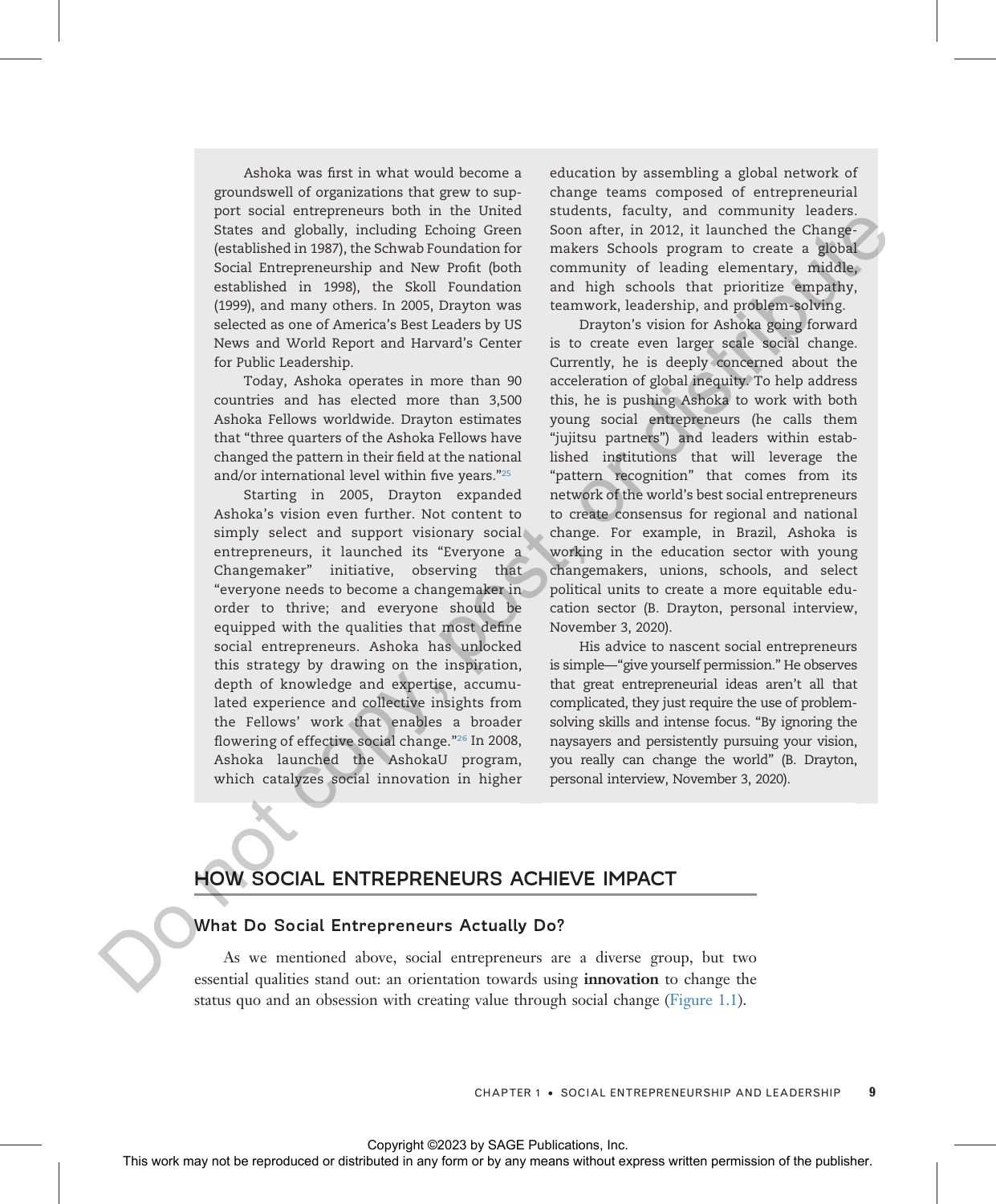Ashoka was first in what would become a groundswell of organizations that grew to support social entrepreneurs both in the United States and globally, including Echoing Green (established in 1987), the Schwab Foundation for Social Entrepreneurship and New Profit (both established in 1998), the Skoll Foundation (1999), and many others. In 2005, Drayton was selected as one of America's Best Leaders by US News and World Report and Harvard's Center for Public Leadership.

Today, Ashoka operates in more than 90 countries and has elected more than 3,500 Ashoka Fellows worldwide. Drayton estimates that "three quarters of the Ashoka Fellows have changed the pattern in their field at the national and/or international level within five years."[25]

Starting in 2005, Drayton expanded Ashoka's vision even further. Not content to simply select and support visionary social entrepreneurs, it launched its "Everyone a Changemaker" initiative, observing that "everyone needs to become a changemaker in order to thrive; and everyone should be equipped with the qualities that most define social entrepreneurs. Ashoka has unlocked this strategy by drawing on the inspiration, depth of knowledge and expertise, accumulated experience and collective insights from the Fellows' work that enables a broader flowering of effective social change."[26] In 2008, Ashoka launched the AshokaU program, which catalyzes social innovation in higher education by assembling a global network of change teams composed of entrepreneurial students, faculty, and community leaders. Soon after, in 2012, it launched the Changemakers Schools program to create a global community of leading elementary, middle, and high schools that prioritize empathy, teamwork, leadership, and problem-solving.

Drayton's vision for Ashoka going forward is to create even larger scale social change. Currently, he is deeply concerned about the acceleration of global inequity. To help address this, he is pushing Ashoka to work with both young social entrepreneurs (he calls them "jujitsu partners") and leaders within established institutions that will leverage the "pattern recognition" that comes from its network of the world's best social entrepreneurs to create consensus for regional and national change. For example, in Brazil, Ashoka is working in the education sector with young changemakers, unions, schools, and select political units to create a more equitable education sector (B. Drayton, personal interview, November 3, 2020).

His advice to nascent social entrepreneurs is simple—"give yourself permission." He observes that great entrepreneurial ideas aren't all that complicated, they just require the use of problem-solving skills and intense focus. "By ignoring the naysayers and persistently pursuing your vision, you really can change the world" (B. Drayton, personal interview, November 3, 2020).

## HOW SOCIAL ENTREPRENEURS ACHIEVE IMPACT

### What Do Social Entrepreneurs Actually Do?

As we mentioned above, social entrepreneurs are a diverse group, but two essential qualities stand out: an orientation towards using **innovation** to change the status quo and an obsession with creating value through social change (Figure 1.1).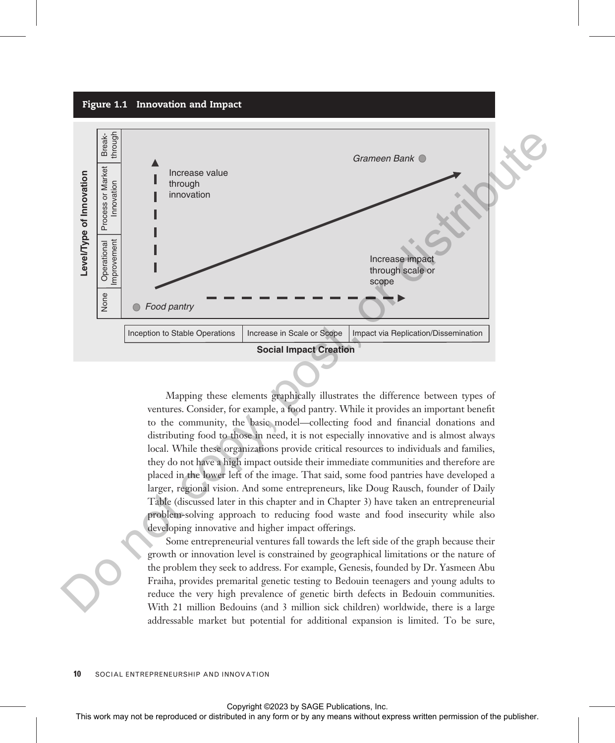**Figure 1.1 Innovation and Impact**

Mapping these elements graphically illustrates the difference between types of ventures. Consider, for example, a food pantry. While it provides an important benefit to the community, the basic model—collecting food and financial donations and distributing food to those in need, it is not especially innovative and is almost always local. While these organizations provide critical resources to individuals and families, they do not have a high impact outside their immediate communities and therefore are placed in the lower left of the image. That said, some food pantries have developed a larger, regional vision. And some entrepreneurs, like Doug Rausch, founder of Daily Table (discussed later in this chapter and in Chapter 3) have taken an entrepreneurial problem-solving approach to reducing food waste and food insecurity while also developing innovative and higher impact offerings.

Some entrepreneurial ventures fall towards the left side of the graph because their growth or innovation level is constrained by geographical limitations or the nature of the problem they seek to address. For example, Genesis, founded by Dr. Yasmeen Abu Fraiha, provides premarital genetic testing to Bedouin teenagers and young adults to reduce the very high prevalence of genetic birth defects in Bedouin communities. With 21 million Bedouins (and 3 million sick children) worldwide, there is a large addressable market but potential for additional expansion is limited. To be sure,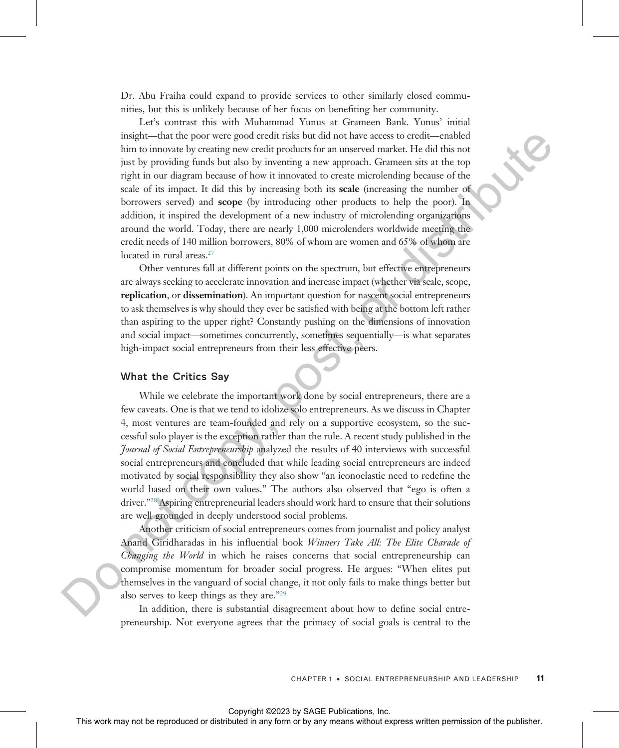Dr. Abu Fraiha could expand to provide services to other similarly closed communities, but this is unlikely because of her focus on benefiting her community.

Let's contrast this with Muhammad Yunus at Grameen Bank. Yunus' initial insight—that the poor were good credit risks but did not have access to credit—enabled him to innovate by creating new credit products for an unserved market. He did this not just by providing funds but also by inventing a new approach. Grameen sits at the top right in our diagram because of how it innovated to create microlending because of the scale of its impact. It did this by increasing both its **scale** (increasing the number of borrowers served) and **scope** (by introducing other products to help the poor). In addition, it inspired the development of a new industry of microlending organizations around the world. Today, there are nearly 1,000 microlenders worldwide meeting the credit needs of 140 million borrowers, 80% of whom are women and 65% of whom are located in rural areas.[27]

Other ventures fall at different points on the spectrum, but effective entrepreneurs are always seeking to accelerate innovation and increase impact (whether via scale, scope, **replication**, or **dissemination**). An important question for nascent social entrepreneurs to ask themselves is why should they ever be satisfied with being at the bottom left rather than aspiring to the upper right? Constantly pushing on the dimensions of innovation and social impact—sometimes concurrently, sometimes sequentially—is what separates high-impact social entrepreneurs from their less effective peers.

### What the Critics Say

While we celebrate the important work done by social entrepreneurs, there are a few caveats. One is that we tend to idolize solo entrepreneurs. As we discuss in Chapter 4, most ventures are team-founded and rely on a supportive ecosystem, so the successful solo player is the exception rather than the rule. A recent study published in the *Journal of Social Entrepreneurship* analyzed the results of 40 interviews with successful social entrepreneurs and concluded that while leading social entrepreneurs are indeed motivated by social responsibility they also show "an iconoclastic need to redefine the world based on their own values." The authors also observed that "ego is often a driver."[28] Aspiring entrepreneurial leaders should work hard to ensure that their solutions are well grounded in deeply understood social problems.

Another criticism of social entrepreneurs comes from journalist and policy analyst Anand Giridharadas in his influential book *Winners Take All: The Elite Charade of Changing the World* in which he raises concerns that social entrepreneurship can compromise momentum for broader social progress. He argues: "When elites put themselves in the vanguard of social change, it not only fails to make things better but also serves to keep things as they are."[29]

In addition, there is substantial disagreement about how to define social entrepreneurship. Not everyone agrees that the primacy of social goals is central to the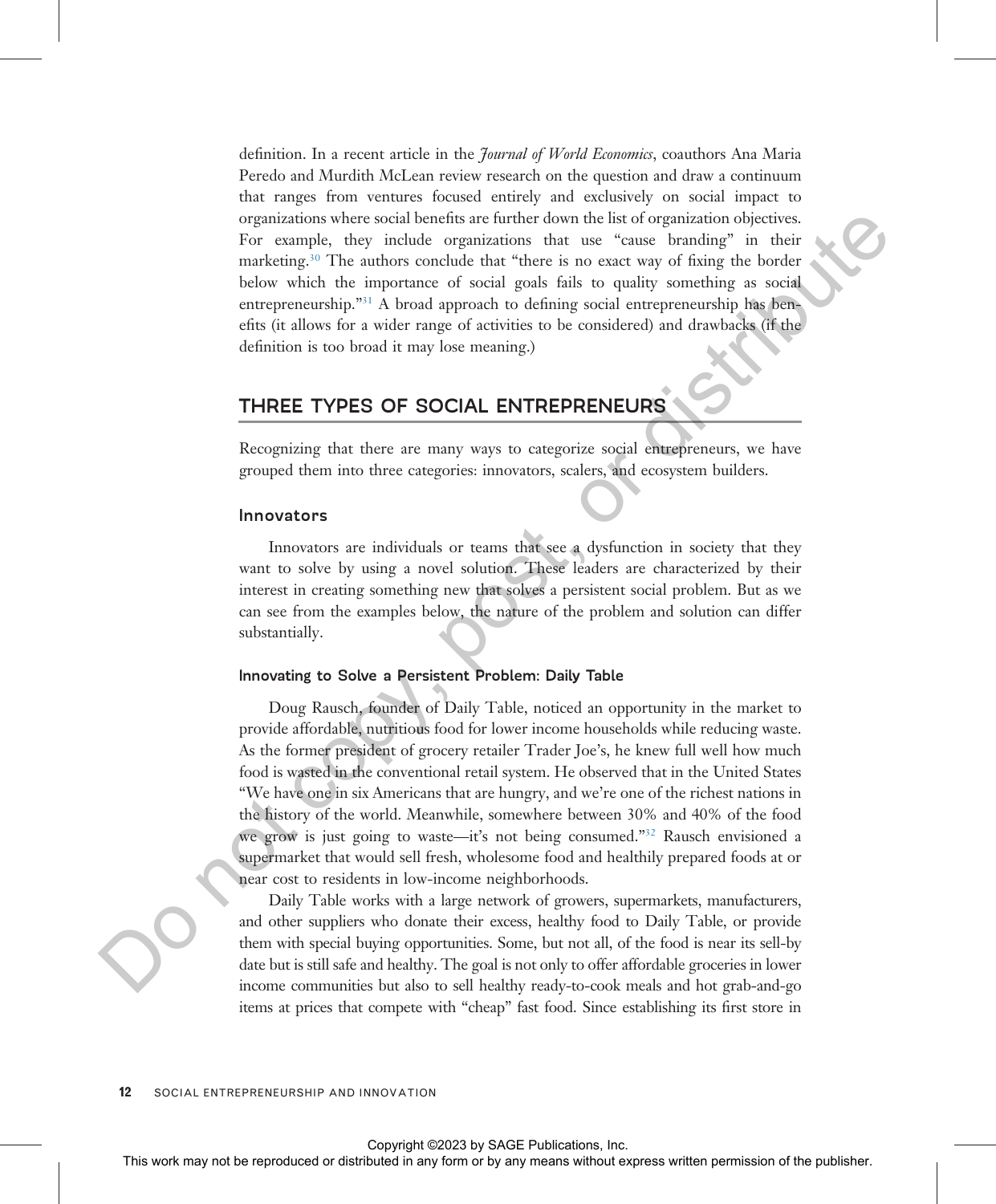definition. In a recent article in the *Journal of World Economics*, coauthors Ana Maria Peredo and Murdith McLean review research on the question and draw a continuum that ranges from ventures focused entirely and exclusively on social impact to organizations where social benefits are further down the list of organization objectives. For example, they include organizations that use "cause branding" in their marketing.[30] The authors conclude that "there is no exact way of fixing the border below which the importance of social goals fails to quality something as social entrepreneurship."[31] A broad approach to defining social entrepreneurship has benefits (it allows for a wider range of activities to be considered) and drawbacks (if the definition is too broad it may lose meaning.)

## THREE TYPES OF SOCIAL ENTREPRENEURS

Recognizing that there are many ways to categorize social entrepreneurs, we have grouped them into three categories: innovators, scalers, and ecosystem builders.

### Innovators

Innovators are individuals or teams that see a dysfunction in society that they want to solve by using a novel solution. These leaders are characterized by their interest in creating something new that solves a persistent social problem. But as we can see from the examples below, the nature of the problem and solution can differ substantially.

#### Innovating to Solve a Persistent Problem: Daily Table

Doug Rausch, founder of Daily Table, noticed an opportunity in the market to provide affordable, nutritious food for lower income households while reducing waste. As the former president of grocery retailer Trader Joe's, he knew full well how much food is wasted in the conventional retail system. He observed that in the United States "We have one in six Americans that are hungry, and we're one of the richest nations in the history of the world. Meanwhile, somewhere between 30% and 40% of the food we grow is just going to waste—it's not being consumed."[32] Rausch envisioned a supermarket that would sell fresh, wholesome food and healthily prepared foods at or near cost to residents in low-income neighborhoods.

Daily Table works with a large network of growers, supermarkets, manufacturers, and other suppliers who donate their excess, healthy food to Daily Table, or provide them with special buying opportunities. Some, but not all, of the food is near its sell-by date but is still safe and healthy. The goal is not only to offer affordable groceries in lower income communities but also to sell healthy ready-to-cook meals and hot grab-and-go items at prices that compete with "cheap" fast food. Since establishing its first store in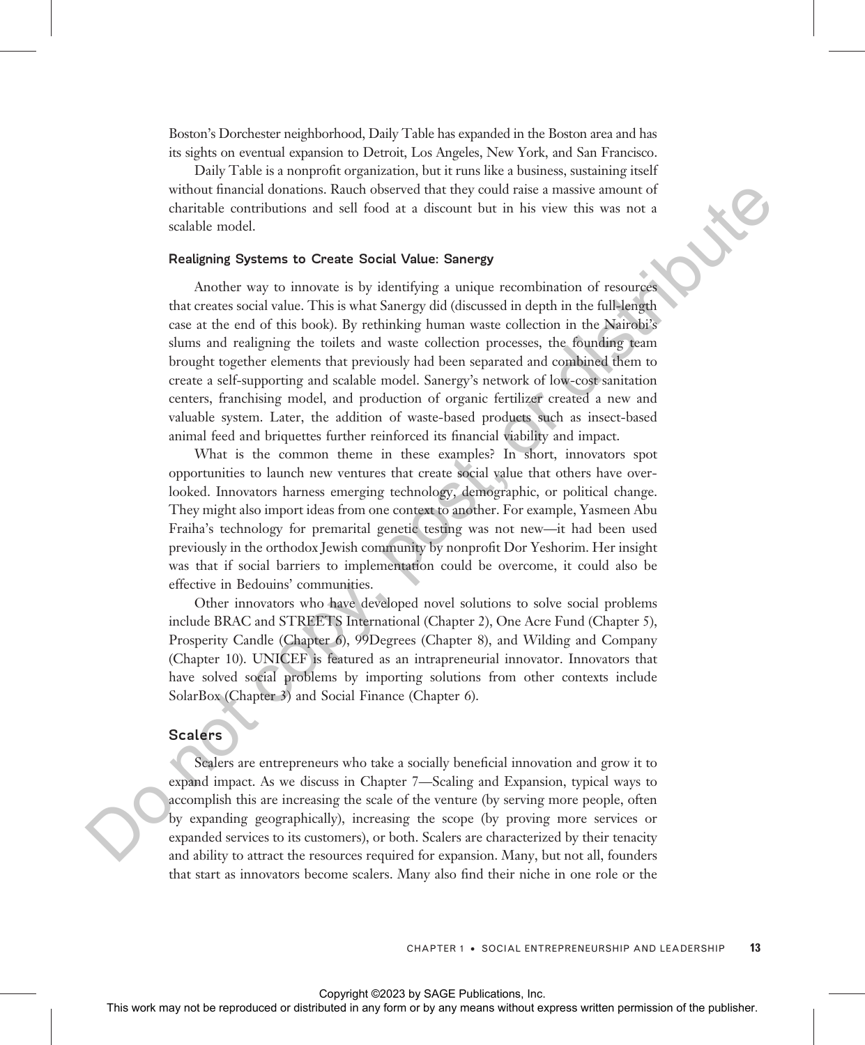Boston's Dorchester neighborhood, Daily Table has expanded in the Boston area and has its sights on eventual expansion to Detroit, Los Angeles, New York, and San Francisco.

Daily Table is a nonprofit organization, but it runs like a business, sustaining itself without financial donations. Rauch observed that they could raise a massive amount of charitable contributions and sell food at a discount but in his view this was not a scalable model.

#### Realigning Systems to Create Social Value: Sanergy

Another way to innovate is by identifying a unique recombination of resources that creates social value. This is what Sanergy did (discussed in depth in the full-length case at the end of this book). By rethinking human waste collection in the Nairobi's slums and realigning the toilets and waste collection processes, the founding team brought together elements that previously had been separated and combined them to create a self-supporting and scalable model. Sanergy's network of low-cost sanitation centers, franchising model, and production of organic fertilizer created a new and valuable system. Later, the addition of waste-based products such as insect-based animal feed and briquettes further reinforced its financial viability and impact.

What is the common theme in these examples? In short, innovators spot opportunities to launch new ventures that create social value that others have overlooked. Innovators harness emerging technology, demographic, or political change. They might also import ideas from one context to another. For example, Yasmeen Abu Fraiha's technology for premarital genetic testing was not new—it had been used previously in the orthodox Jewish community by nonprofit Dor Yeshorim. Her insight was that if social barriers to implementation could be overcome, it could also be effective in Bedouins' communities.

Other innovators who have developed novel solutions to solve social problems include BRAC and STREETS International (Chapter 2), One Acre Fund (Chapter 5), Prosperity Candle (Chapter 6), 99Degrees (Chapter 8), and Wilding and Company (Chapter 10). UNICEF is featured as an intrapreneurial innovator. Innovators that have solved social problems by importing solutions from other contexts include SolarBox (Chapter 3) and Social Finance (Chapter 6).

### Scalers

Scalers are entrepreneurs who take a socially beneficial innovation and grow it to expand impact. As we discuss in Chapter 7—Scaling and Expansion, typical ways to accomplish this are increasing the scale of the venture (by serving more people, often by expanding geographically), increasing the scope (by proving more services or expanded services to its customers), or both. Scalers are characterized by their tenacity and ability to attract the resources required for expansion. Many, but not all, founders that start as innovators become scalers. Many also find their niche in one role or the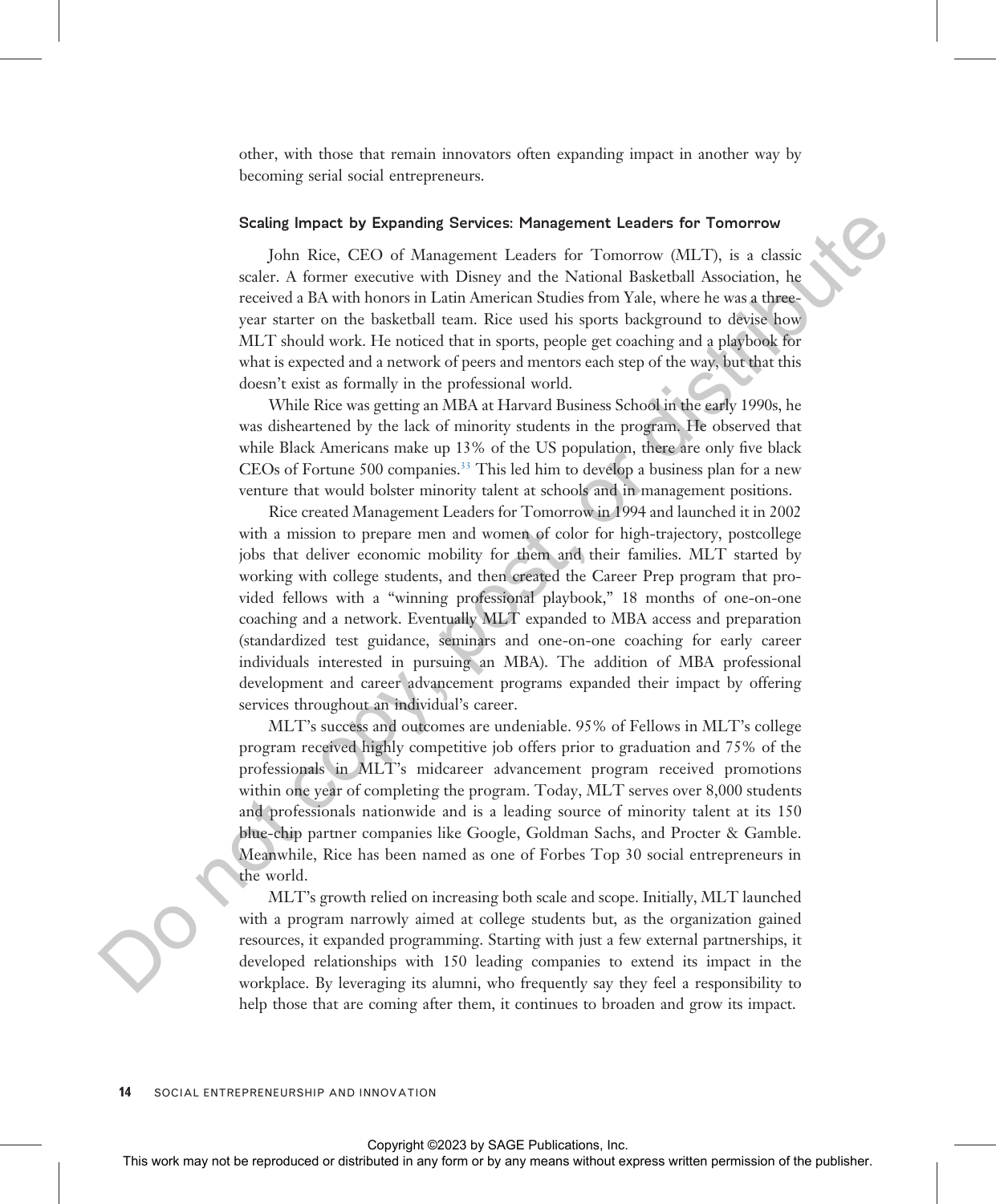other, with those that remain innovators often expanding impact in another way by becoming serial social entrepreneurs.

### Scaling Impact by Expanding Services: Management Leaders for Tomorrow

John Rice, CEO of Management Leaders for Tomorrow (MLT), is a classic scaler. A former executive with Disney and the National Basketball Association, he received a BA with honors in Latin American Studies from Yale, where he was a three-year starter on the basketball team. Rice used his sports background to devise how MLT should work. He noticed that in sports, people get coaching and a playbook for what is expected and a network of peers and mentors each step of the way, but that this doesn't exist as formally in the professional world.

While Rice was getting an MBA at Harvard Business School in the early 1990s, he was disheartened by the lack of minority students in the program. He observed that while Black Americans make up 13% of the US population, there are only five black CEOs of Fortune 500 companies.[33] This led him to develop a business plan for a new venture that would bolster minority talent at schools and in management positions.

Rice created Management Leaders for Tomorrow in 1994 and launched it in 2002 with a mission to prepare men and women of color for high-trajectory, postcollege jobs that deliver economic mobility for them and their families. MLT started by working with college students, and then created the Career Prep program that provided fellows with a "winning professional playbook," 18 months of one-on-one coaching and a network. Eventually MLT expanded to MBA access and preparation (standardized test guidance, seminars and one-on-one coaching for early career individuals interested in pursuing an MBA). The addition of MBA professional development and career advancement programs expanded their impact by offering services throughout an individual's career.

MLT's success and outcomes are undeniable. 95% of Fellows in MLT's college program received highly competitive job offers prior to graduation and 75% of the professionals in MLT's midcareer advancement program received promotions within one year of completing the program. Today, MLT serves over 8,000 students and professionals nationwide and is a leading source of minority talent at its 150 blue-chip partner companies like Google, Goldman Sachs, and Procter & Gamble. Meanwhile, Rice has been named as one of Forbes Top 30 social entrepreneurs in the world.

MLT's growth relied on increasing both scale and scope. Initially, MLT launched with a program narrowly aimed at college students but, as the organization gained resources, it expanded programming. Starting with just a few external partnerships, it developed relationships with 150 leading companies to extend its impact in the workplace. By leveraging its alumni, who frequently say they feel a responsibility to help those that are coming after them, it continues to broaden and grow its impact.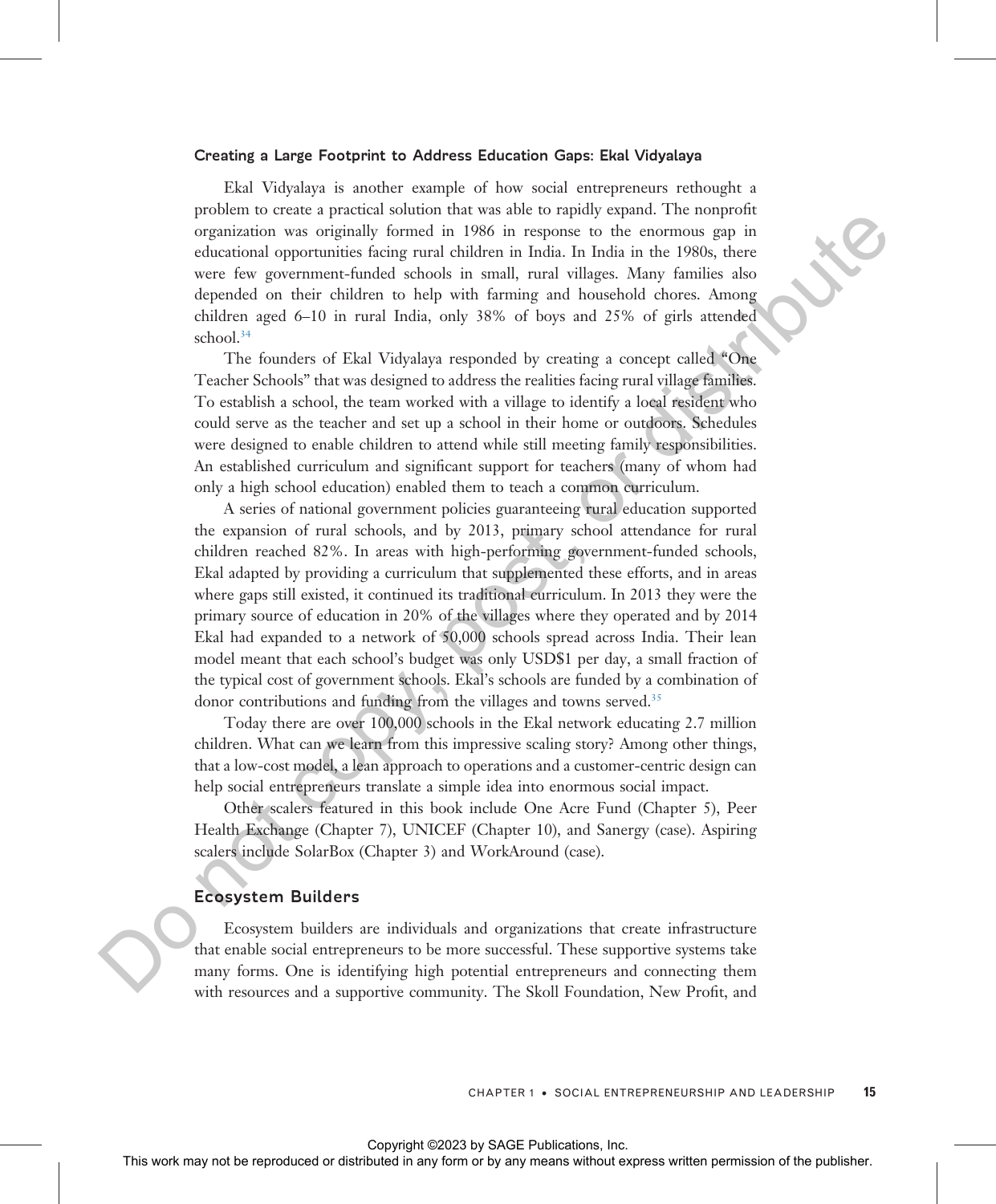### Creating a Large Footprint to Address Education Gaps: Ekal Vidyalaya

Ekal Vidyalaya is another example of how social entrepreneurs rethought a problem to create a practical solution that was able to rapidly expand. The nonprofit organization was originally formed in 1986 in response to the enormous gap in educational opportunities facing rural children in India. In India in the 1980s, there were few government-funded schools in small, rural villages. Many families also depended on their children to help with farming and household chores. Among children aged 6–10 in rural India, only 38% of boys and 25% of girls attended school.[34]

The founders of Ekal Vidyalaya responded by creating a concept called "One Teacher Schools" that was designed to address the realities facing rural village families. To establish a school, the team worked with a village to identify a local resident who could serve as the teacher and set up a school in their home or outdoors. Schedules were designed to enable children to attend while still meeting family responsibilities. An established curriculum and significant support for teachers (many of whom had only a high school education) enabled them to teach a common curriculum.

A series of national government policies guaranteeing rural education supported the expansion of rural schools, and by 2013, primary school attendance for rural children reached 82%. In areas with high-performing government-funded schools, Ekal adapted by providing a curriculum that supplemented these efforts, and in areas where gaps still existed, it continued its traditional curriculum. In 2013 they were the primary source of education in 20% of the villages where they operated and by 2014 Ekal had expanded to a network of 50,000 schools spread across India. Their lean model meant that each school's budget was only USD$1 per day, a small fraction of the typical cost of government schools. Ekal's schools are funded by a combination of donor contributions and funding from the villages and towns served.[35]

Today there are over 100,000 schools in the Ekal network educating 2.7 million children. What can we learn from this impressive scaling story? Among other things, that a low-cost model, a lean approach to operations and a customer-centric design can help social entrepreneurs translate a simple idea into enormous social impact.

Other scalers featured in this book include One Acre Fund (Chapter 5), Peer Health Exchange (Chapter 7), UNICEF (Chapter 10), and Sanergy (case). Aspiring scalers include SolarBox (Chapter 3) and WorkAround (case).

## Ecosystem Builders

Ecosystem builders are individuals and organizations that create infrastructure that enable social entrepreneurs to be more successful. These supportive systems take many forms. One is identifying high potential entrepreneurs and connecting them with resources and a supportive community. The Skoll Foundation, New Profit, and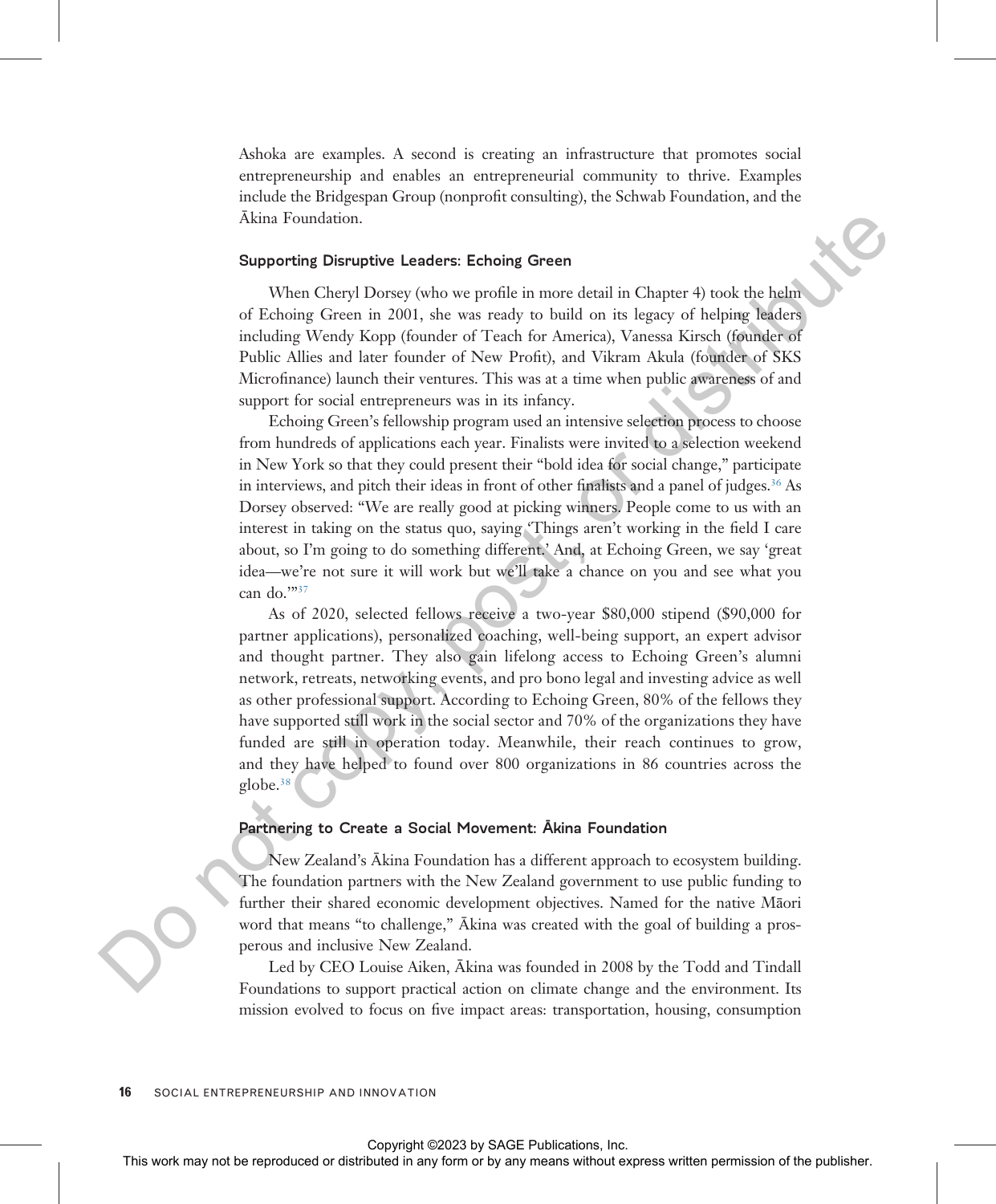Ashoka are examples. A second is creating an infrastructure that promotes social entrepreneurship and enables an entrepreneurial community to thrive. Examples include the Bridgespan Group (nonprofit consulting), the Schwab Foundation, and the Ākina Foundation.

### Supporting Disruptive Leaders: Echoing Green

When Cheryl Dorsey (who we profile in more detail in Chapter 4) took the helm of Echoing Green in 2001, she was ready to build on its legacy of helping leaders including Wendy Kopp (founder of Teach for America), Vanessa Kirsch (founder of Public Allies and later founder of New Profit), and Vikram Akula (founder of SKS Microfinance) launch their ventures. This was at a time when public awareness of and support for social entrepreneurs was in its infancy.

Echoing Green's fellowship program used an intensive selection process to choose from hundreds of applications each year. Finalists were invited to a selection weekend in New York so that they could present their "bold idea for social change," participate in interviews, and pitch their ideas in front of other finalists and a panel of judges.[36] As Dorsey observed: "We are really good at picking winners. People come to us with an interest in taking on the status quo, saying 'Things aren't working in the field I care about, so I'm going to do something different.' And, at Echoing Green, we say 'great idea—we're not sure it will work but we'll take a chance on you and see what you can do.'"[37]

As of 2020, selected fellows receive a two-year $80,000 stipend ($90,000 for partner applications), personalized coaching, well-being support, an expert advisor and thought partner. They also gain lifelong access to Echoing Green's alumni network, retreats, networking events, and pro bono legal and investing advice as well as other professional support. According to Echoing Green, 80% of the fellows they have supported still work in the social sector and 70% of the organizations they have funded are still in operation today. Meanwhile, their reach continues to grow, and they have helped to found over 800 organizations in 86 countries across the globe.[38]

### Partnering to Create a Social Movement: Ākina Foundation

New Zealand's Ākina Foundation has a different approach to ecosystem building. The foundation partners with the New Zealand government to use public funding to further their shared economic development objectives. Named for the native Māori word that means "to challenge," Ākina was created with the goal of building a prosperous and inclusive New Zealand.

Led by CEO Louise Aiken, Ākina was founded in 2008 by the Todd and Tindall Foundations to support practical action on climate change and the environment. Its mission evolved to focus on five impact areas: transportation, housing, consumption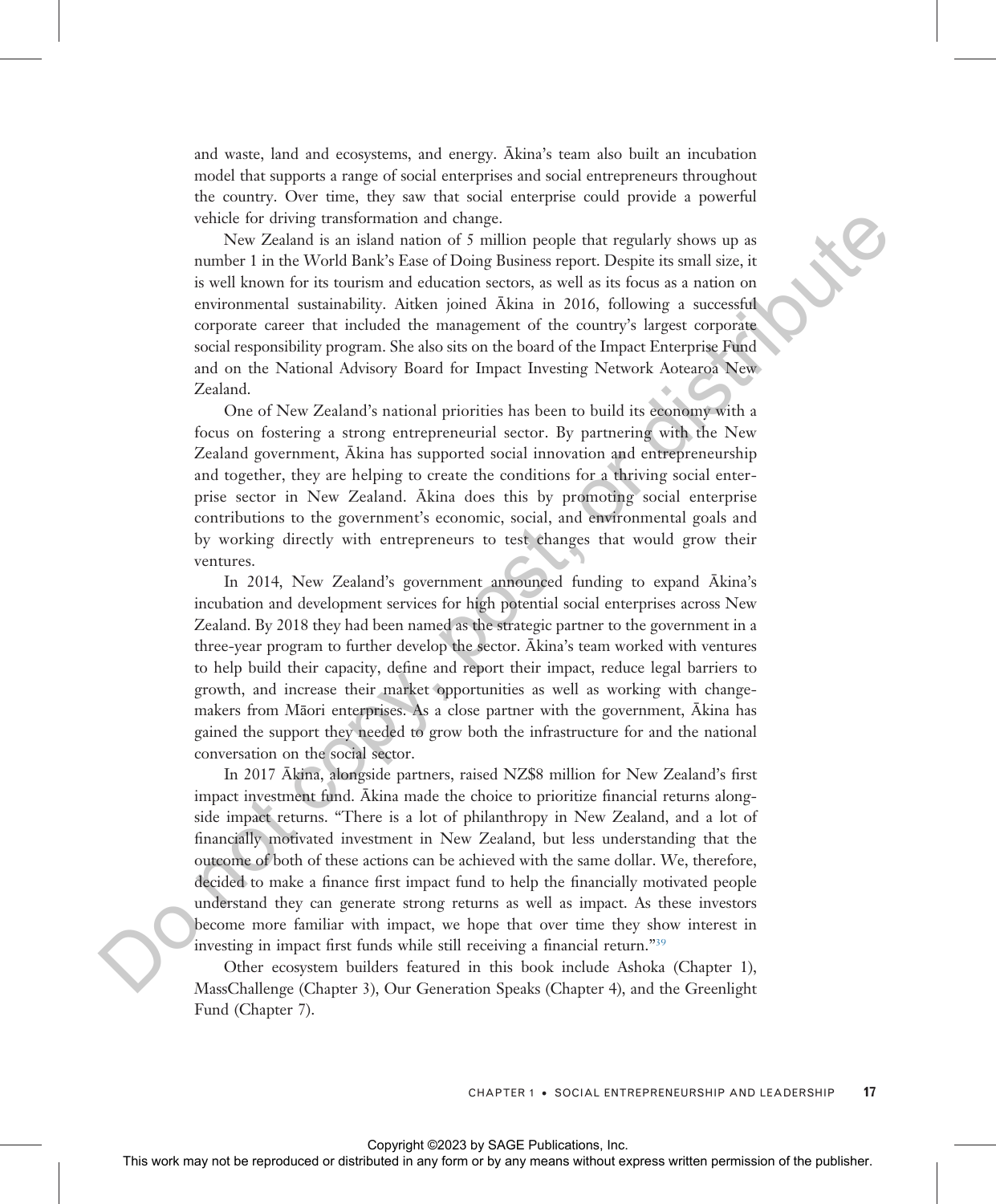and waste, land and ecosystems, and energy. Ākina's team also built an incubation model that supports a range of social enterprises and social entrepreneurs throughout the country. Over time, they saw that social enterprise could provide a powerful vehicle for driving transformation and change.

New Zealand is an island nation of 5 million people that regularly shows up as number 1 in the World Bank's Ease of Doing Business report. Despite its small size, it is well known for its tourism and education sectors, as well as its focus as a nation on environmental sustainability. Aitken joined Ākina in 2016, following a successful corporate career that included the management of the country's largest corporate social responsibility program. She also sits on the board of the Impact Enterprise Fund and on the National Advisory Board for Impact Investing Network Aotearoa New Zealand.

One of New Zealand's national priorities has been to build its economy with a focus on fostering a strong entrepreneurial sector. By partnering with the New Zealand government, Ākina has supported social innovation and entrepreneurship and together, they are helping to create the conditions for a thriving social enterprise sector in New Zealand. Ākina does this by promoting social enterprise contributions to the government's economic, social, and environmental goals and by working directly with entrepreneurs to test changes that would grow their ventures.

In 2014, New Zealand's government announced funding to expand Ākina's incubation and development services for high potential social enterprises across New Zealand. By 2018 they had been named as the strategic partner to the government in a three-year program to further develop the sector. Ākina's team worked with ventures to help build their capacity, define and report their impact, reduce legal barriers to growth, and increase their market opportunities as well as working with changemakers from Māori enterprises. As a close partner with the government, Ākina has gained the support they needed to grow both the infrastructure for and the national conversation on the social sector.

In 2017 Ākina, alongside partners, raised NZ$8 million for New Zealand's first impact investment fund. Ākina made the choice to prioritize financial returns alongside impact returns. "There is a lot of philanthropy in New Zealand, and a lot of financially motivated investment in New Zealand, but less understanding that the outcome of both of these actions can be achieved with the same dollar. We, therefore, decided to make a finance first impact fund to help the financially motivated people understand they can generate strong returns as well as impact. As these investors become more familiar with impact, we hope that over time they show interest in investing in impact first funds while still receiving a financial return."[39]

Other ecosystem builders featured in this book include Ashoka (Chapter 1), MassChallenge (Chapter 3), Our Generation Speaks (Chapter 4), and the Greenlight Fund (Chapter 7).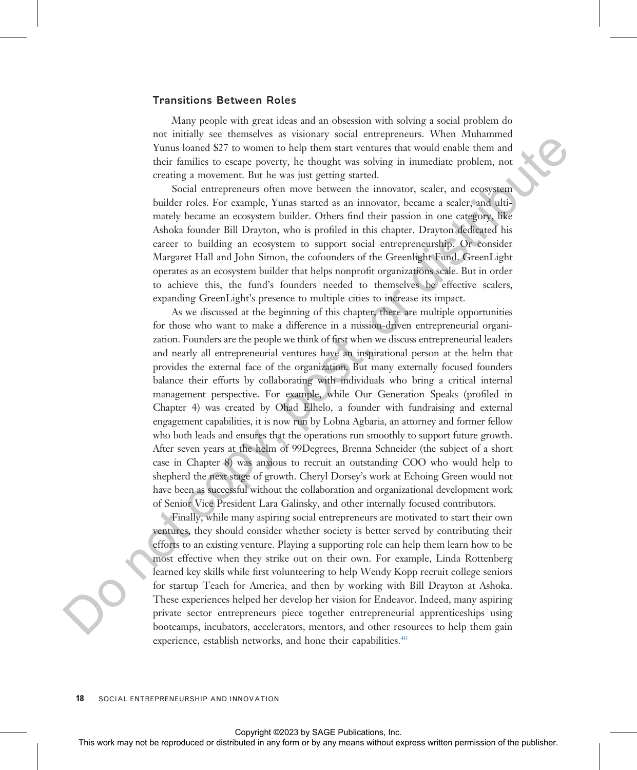### Transitions Between Roles

Many people with great ideas and an obsession with solving a social problem do not initially see themselves as visionary social entrepreneurs. When Muhammed Yunus loaned $27 to women to help them start ventures that would enable them and their families to escape poverty, he thought was solving in immediate problem, not creating a movement. But he was just getting started.

Social entrepreneurs often move between the innovator, scaler, and ecosystem builder roles. For example, Yunas started as an innovator, became a scaler, and ultimately became an ecosystem builder. Others find their passion in one category, like Ashoka founder Bill Drayton, who is profiled in this chapter. Drayton dedicated his career to building an ecosystem to support social entrepreneurship. Or consider Margaret Hall and John Simon, the cofounders of the Greenlight Fund. GreenLight operates as an ecosystem builder that helps nonprofit organizations scale. But in order to achieve this, the fund's founders needed to themselves be effective scalers, expanding GreenLight's presence to multiple cities to increase its impact.

As we discussed at the beginning of this chapter, there are multiple opportunities for those who want to make a difference in a mission-driven entrepreneurial organization. Founders are the people we think of first when we discuss entrepreneurial leaders and nearly all entrepreneurial ventures have an inspirational person at the helm that provides the external face of the organization. But many externally focused founders balance their efforts by collaborating with individuals who bring a critical internal management perspective. For example, while Our Generation Speaks (profiled in Chapter 4) was created by Ohad Elhelo, a founder with fundraising and external engagement capabilities, it is now run by Lobna Agbaria, an attorney and former fellow who both leads and ensures that the operations run smoothly to support future growth. After seven years at the helm of 99Degrees, Brenna Schneider (the subject of a short case in Chapter 8) was anxious to recruit an outstanding COO who would help to shepherd the next stage of growth. Cheryl Dorsey's work at Echoing Green would not have been as successful without the collaboration and organizational development work of Senior Vice President Lara Galinsky, and other internally focused contributors.

Finally, while many aspiring social entrepreneurs are motivated to start their own ventures, they should consider whether society is better served by contributing their efforts to an existing venture. Playing a supporting role can help them learn how to be most effective when they strike out on their own. For example, Linda Rottenberg learned key skills while first volunteering to help Wendy Kopp recruit college seniors for startup Teach for America, and then by working with Bill Drayton at Ashoka. These experiences helped her develop her vision for Endeavor. Indeed, many aspiring private sector entrepreneurs piece together entrepreneurial apprenticeships using bootcamps, incubators, accelerators, mentors, and other resources to help them gain experience, establish networks, and hone their capabilities.[40]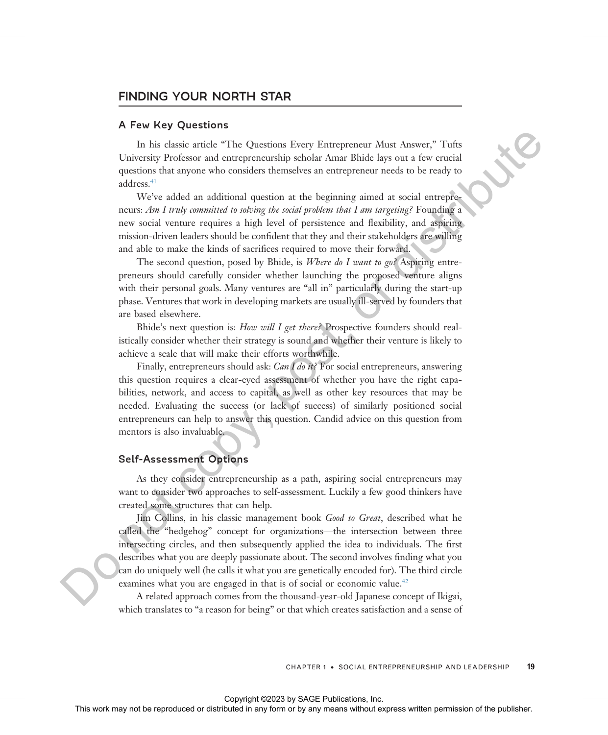## FINDING YOUR NORTH STAR

### A Few Key Questions

In his classic article "The Questions Every Entrepreneur Must Answer," Tufts University Professor and entrepreneurship scholar Amar Bhide lays out a few crucial questions that anyone who considers themselves an entrepreneur needs to be ready to address.[41]

We've added an additional question at the beginning aimed at social entrepreneurs: *Am I truly committed to solving the social problem that I am targeting?* Founding a new social venture requires a high level of persistence and flexibility, and aspiring mission-driven leaders should be confident that they and their stakeholders are willing and able to make the kinds of sacrifices required to move their forward.

The second question, posed by Bhide, is *Where do I want to go?* Aspiring entrepreneurs should carefully consider whether launching the proposed venture aligns with their personal goals. Many ventures are "all in" particularly during the start-up phase. Ventures that work in developing markets are usually ill-served by founders that are based elsewhere.

Bhide's next question is: *How will I get there?* Prospective founders should realistically consider whether their strategy is sound and whether their venture is likely to achieve a scale that will make their efforts worthwhile.

Finally, entrepreneurs should ask: *Can I do it?* For social entrepreneurs, answering this question requires a clear-eyed assessment of whether you have the right capabilities, network, and access to capital, as well as other key resources that may be needed. Evaluating the success (or lack of success) of similarly positioned social entrepreneurs can help to answer this question. Candid advice on this question from mentors is also invaluable.

### Self-Assessment Options

As they consider entrepreneurship as a path, aspiring social entrepreneurs may want to consider two approaches to self-assessment. Luckily a few good thinkers have created some structures that can help.

Jim Collins, in his classic management book *Good to Great*, described what he called the "hedgehog" concept for organizations—the intersection between three intersecting circles, and then subsequently applied the idea to individuals. The first describes what you are deeply passionate about. The second involves finding what you can do uniquely well (he calls it what you are genetically encoded for). The third circle examines what you are engaged in that is of social or economic value.[42]

A related approach comes from the thousand-year-old Japanese concept of Ikigai, which translates to "a reason for being" or that which creates satisfaction and a sense of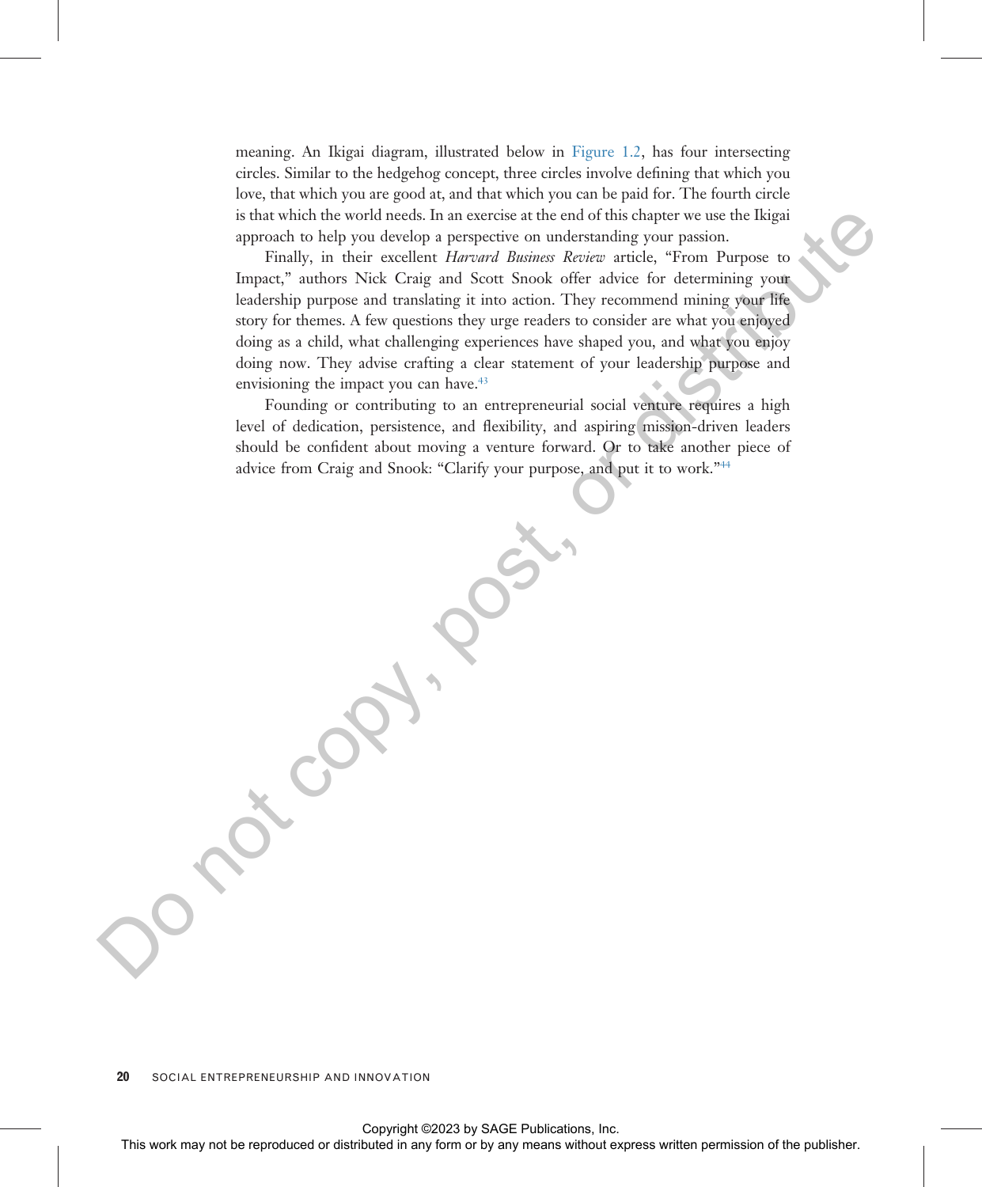meaning. An Ikigai diagram, illustrated below in Figure 1.2, has four intersecting circles. Similar to the hedgehog concept, three circles involve defining that which you love, that which you are good at, and that which you can be paid for. The fourth circle is that which the world needs. In an exercise at the end of this chapter we use the Ikigai approach to help you develop a perspective on understanding your passion.

Finally, in their excellent *Harvard Business Review* article, "From Purpose to Impact," authors Nick Craig and Scott Snook offer advice for determining your leadership purpose and translating it into action. They recommend mining your life story for themes. A few questions they urge readers to consider are what you enjoyed doing as a child, what challenging experiences have shaped you, and what you enjoy doing now. They advise crafting a clear statement of your leadership purpose and envisioning the impact you can have.[43]

Founding or contributing to an entrepreneurial social venture requires a high level of dedication, persistence, and flexibility, and aspiring mission-driven leaders should be confident about moving a venture forward. Or to take another piece of advice from Craig and Snook: "Clarify your purpose, and put it to work."[44]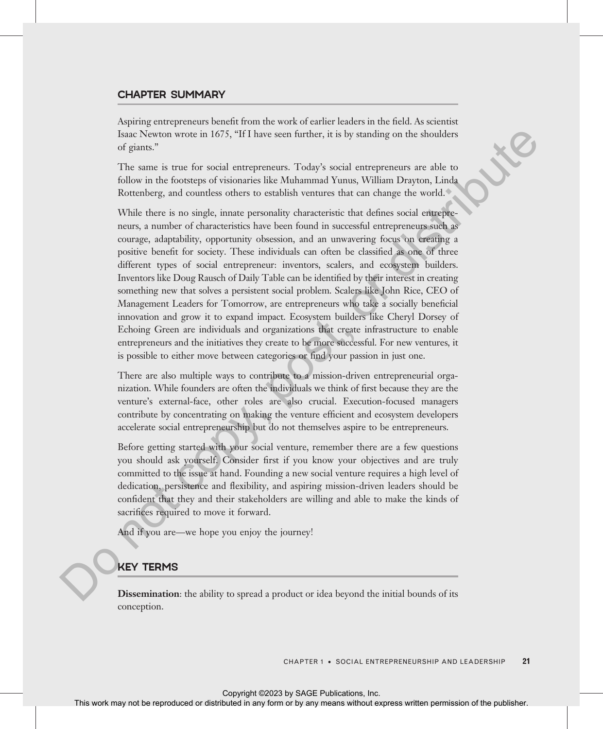## CHAPTER SUMMARY

Aspiring entrepreneurs benefit from the work of earlier leaders in the field. As scientist Isaac Newton wrote in 1675, "If I have seen further, it is by standing on the shoulders of giants."

The same is true for social entrepreneurs. Today's social entrepreneurs are able to follow in the footsteps of visionaries like Muhammad Yunus, William Drayton, Linda Rottenberg, and countless others to establish ventures that can change the world.

While there is no single, innate personality characteristic that defines social entrepreneurs, a number of characteristics have been found in successful entrepreneurs such as courage, adaptability, opportunity obsession, and an unwavering focus on creating a positive benefit for society. These individuals can often be classified as one of three different types of social entrepreneur: inventors, scalers, and ecosystem builders. Inventors like Doug Rausch of Daily Table can be identified by their interest in creating something new that solves a persistent social problem. Scalers like John Rice, CEO of Management Leaders for Tomorrow, are entrepreneurs who take a socially beneficial innovation and grow it to expand impact. Ecosystem builders like Cheryl Dorsey of Echoing Green are individuals and organizations that create infrastructure to enable entrepreneurs and the initiatives they create to be more successful. For new ventures, it is possible to either move between categories or find your passion in just one.

There are also multiple ways to contribute to a mission-driven entrepreneurial organization. While founders are often the individuals we think of first because they are the venture's external-face, other roles are also crucial. Execution-focused managers contribute by concentrating on making the venture efficient and ecosystem developers accelerate social entrepreneurship but do not themselves aspire to be entrepreneurs.

Before getting started with your social venture, remember there are a few questions you should ask yourself. Consider first if you know your objectives and are truly committed to the issue at hand. Founding a new social venture requires a high level of dedication, persistence and flexibility, and aspiring mission-driven leaders should be confident that they and their stakeholders are willing and able to make the kinds of sacrifices required to move it forward.

And if you are—we hope you enjoy the journey!

## KEY TERMS

**Dissemination**: the ability to spread a product or idea beyond the initial bounds of its conception.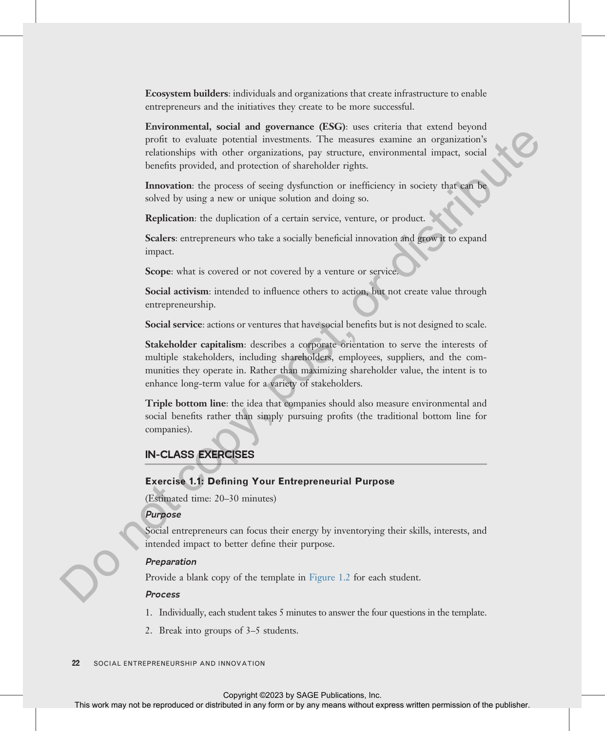**Ecosystem builders**: individuals and organizations that create infrastructure to enable entrepreneurs and the initiatives they create to be more successful.

**Environmental, social and governance (ESG)**: uses criteria that extend beyond profit to evaluate potential investments. The measures examine an organization's relationships with other organizations, pay structure, environmental impact, social benefits provided, and protection of shareholder rights.

**Innovation**: the process of seeing dysfunction or inefficiency in society that can be solved by using a new or unique solution and doing so.

**Replication**: the duplication of a certain service, venture, or product.

**Scalers**: entrepreneurs who take a socially beneficial innovation and grow it to expand impact.

**Scope**: what is covered or not covered by a venture or service.

**Social activism**: intended to influence others to action, but not create value through entrepreneurship.

**Social service**: actions or ventures that have social benefits but is not designed to scale.

**Stakeholder capitalism**: describes a corporate orientation to serve the interests of multiple stakeholders, including shareholders, employees, suppliers, and the communities they operate in. Rather than maximizing shareholder value, the intent is to enhance long-term value for a variety of stakeholders.

**Triple bottom line**: the idea that companies should also measure environmental and social benefits rather than simply pursuing profits (the traditional bottom line for companies).

## IN-CLASS EXERCISES

### Exercise 1.1: Defining Your Entrepreneurial Purpose

(Estimated time: 20–30 minutes)

#### *Purpose*

Social entrepreneurs can focus their energy by inventorying their skills, interests, and intended impact to better define their purpose.

#### *Preparation*

Provide a blank copy of the template in Figure 1.2 for each student.

#### *Process*

1. Individually, each student takes 5 minutes to answer the four questions in the template.
2. Break into groups of 3–5 students.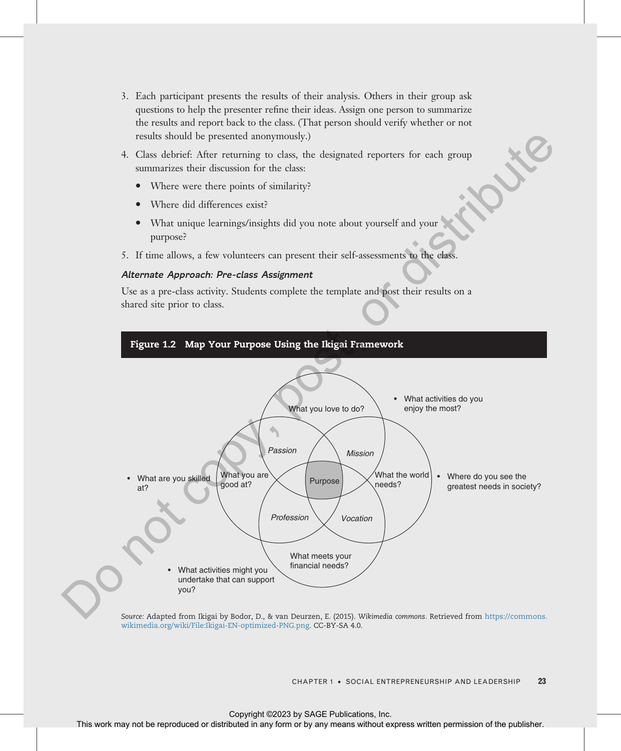3. Each participant presents the results of their analysis. Others in their group ask questions to help the presenter refine their ideas. Assign one person to summarize the results and report back to the class. (That person should verify whether or not results should be presented anonymously.)
4. Class debrief: After returning to class, the designated reporters for each group summarizes their discussion for the class:
   - Where were there points of similarity?
   - Where did differences exist?
   - What unique learnings/insights did you note about yourself and your purpose?
5. If time allows, a few volunteers can present their self-assessments to the class.

***Alternate Approach: Pre-class Assignment***

Use as a pre-class activity. Students complete the template and post their results on a shared site prior to class.

**Figure 1.2 Map Your Purpose Using the Ikigai Framework**

What you love to do?

- What activities do you enjoy the most?

*Passion*

*Mission*

What you are good at?

- What are you skilled at?

Purpose

What the world needs?

- Where do you see the greatest needs in society?

*Profession*

*Vocation*

What meets your financial needs?

- What activities might you undertake that can support you?

*Source:* Adapted from Ikigai by Bodor, D., & van Deurzen, E. (2015). *Wikimedia commons*. Retrieved from https://commons.wikimedia.org/wiki/File:Ikigai-EN-optimized-PNG.png. CC-BY-SA 4.0.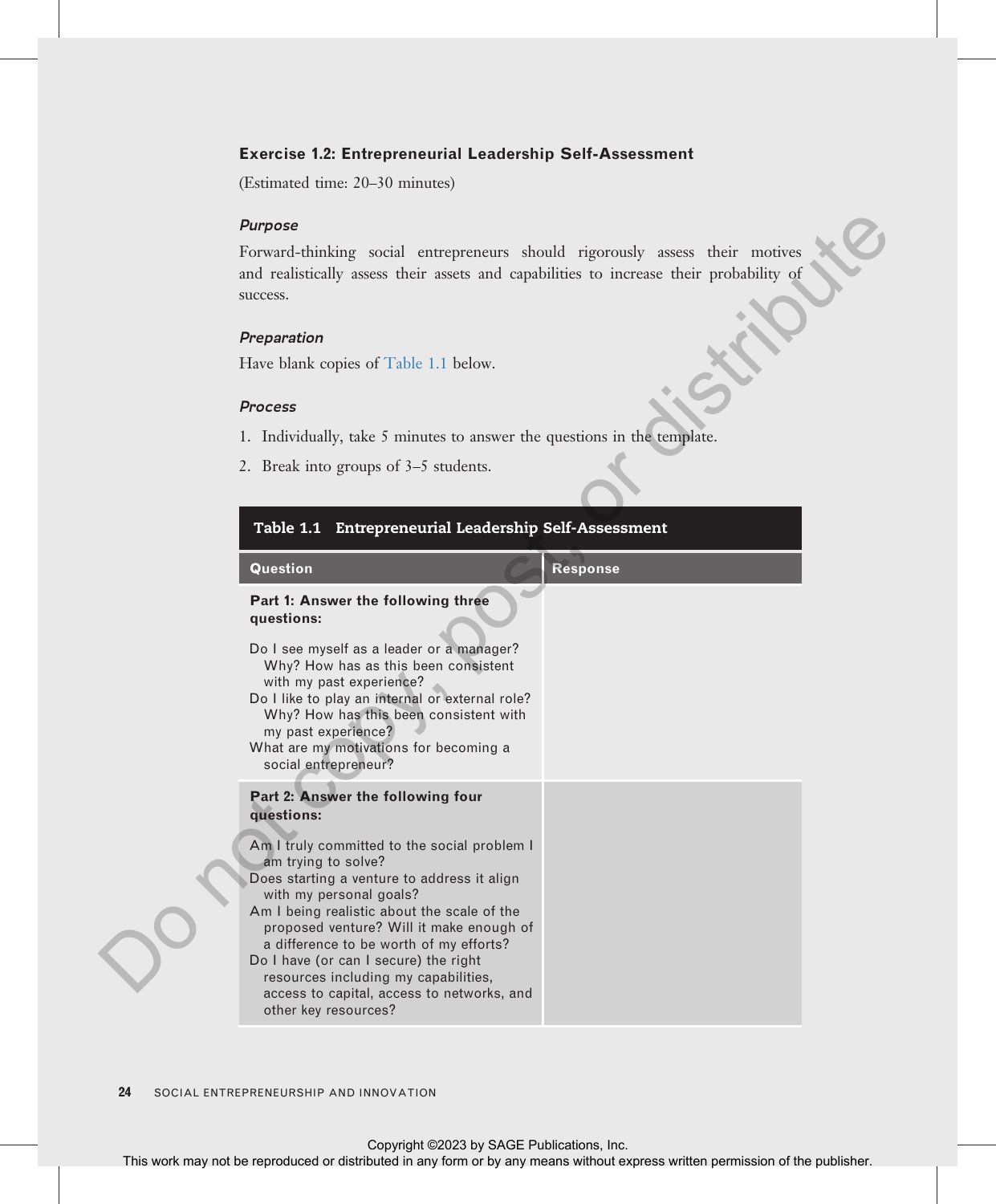### Exercise 1.2: Entrepreneurial Leadership Self-Assessment

(Estimated time: 20–30 minutes)

#### *Purpose*

Forward-thinking social entrepreneurs should rigorously assess their motives and realistically assess their assets and capabilities to increase their probability of success.

#### *Preparation*

Have blank copies of Table 1.1 below.

#### *Process*

1. Individually, take 5 minutes to answer the questions in the template.
2. Break into groups of 3–5 students.

**Table 1.1 Entrepreneurial Leadership Self-Assessment**

| Question | Response |
|---|---|
| **Part 1: Answer the following three questions:**<br><br>Do I see myself as a leader or a manager? Why? How has as this been consistent with my past experience?<br>Do I like to play an internal or external role? Why? How has this been consistent with my past experience?<br>What are my motivations for becoming a social entrepreneur? | |
| **Part 2: Answer the following four questions:**<br><br>Am I truly committed to the social problem I am trying to solve?<br>Does starting a venture to address it align with my personal goals?<br>Am I being realistic about the scale of the proposed venture? Will it make enough of a difference to be worth of my efforts?<br>Do I have (or can I secure) the right resources including my capabilities, access to capital, access to networks, and other key resources? | |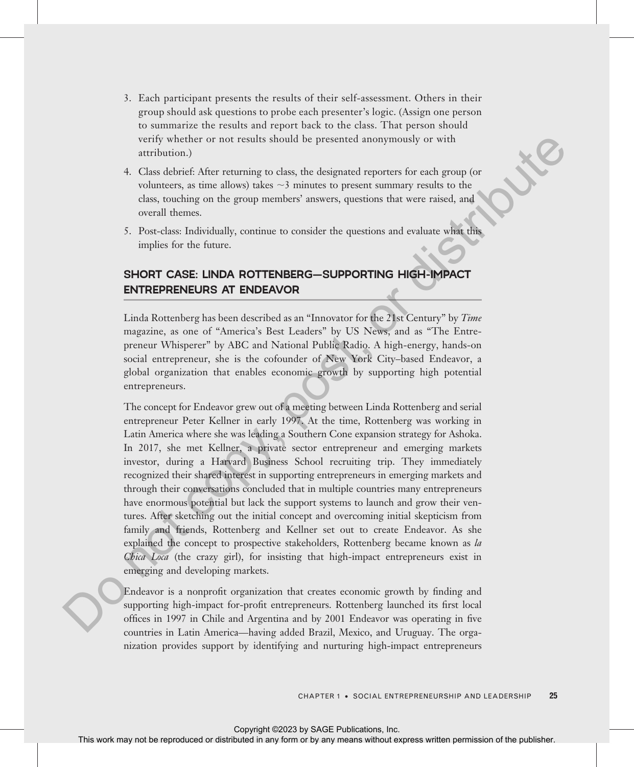3. Each participant presents the results of their self-assessment. Others in their group should ask questions to probe each presenter's logic. (Assign one person to summarize the results and report back to the class. That person should verify whether or not results should be presented anonymously or with attribution.)
4. Class debrief: After returning to class, the designated reporters for each group (or volunteers, as time allows) takes ~3 minutes to present summary results to the class, touching on the group members' answers, questions that were raised, and overall themes.
5. Post-class: Individually, continue to consider the questions and evaluate what this implies for the future.

## SHORT CASE: LINDA ROTTENBERG—SUPPORTING HIGH-IMPACT ENTREPRENEURS AT ENDEAVOR

Linda Rottenberg has been described as an "Innovator for the 21st Century" by *Time* magazine, as one of "America's Best Leaders" by US News, and as "The Entrepreneur Whisperer" by ABC and National Public Radio. A high-energy, hands-on social entrepreneur, she is the cofounder of New York City–based Endeavor, a global organization that enables economic growth by supporting high potential entrepreneurs.

The concept for Endeavor grew out of a meeting between Linda Rottenberg and serial entrepreneur Peter Kellner in early 1997. At the time, Rottenberg was working in Latin America where she was leading a Southern Cone expansion strategy for Ashoka. In 2017, she met Kellner, a private sector entrepreneur and emerging markets investor, during a Harvard Business School recruiting trip. They immediately recognized their shared interest in supporting entrepreneurs in emerging markets and through their conversations concluded that in multiple countries many entrepreneurs have enormous potential but lack the support systems to launch and grow their ventures. After sketching out the initial concept and overcoming initial skepticism from family and friends, Rottenberg and Kellner set out to create Endeavor. As she explained the concept to prospective stakeholders, Rottenberg became known as *la Chica Loca* (the crazy girl), for insisting that high-impact entrepreneurs exist in emerging and developing markets.

Endeavor is a nonprofit organization that creates economic growth by finding and supporting high-impact for-profit entrepreneurs. Rottenberg launched its first local offices in 1997 in Chile and Argentina and by 2001 Endeavor was operating in five countries in Latin America—having added Brazil, Mexico, and Uruguay. The organization provides support by identifying and nurturing high-impact entrepreneurs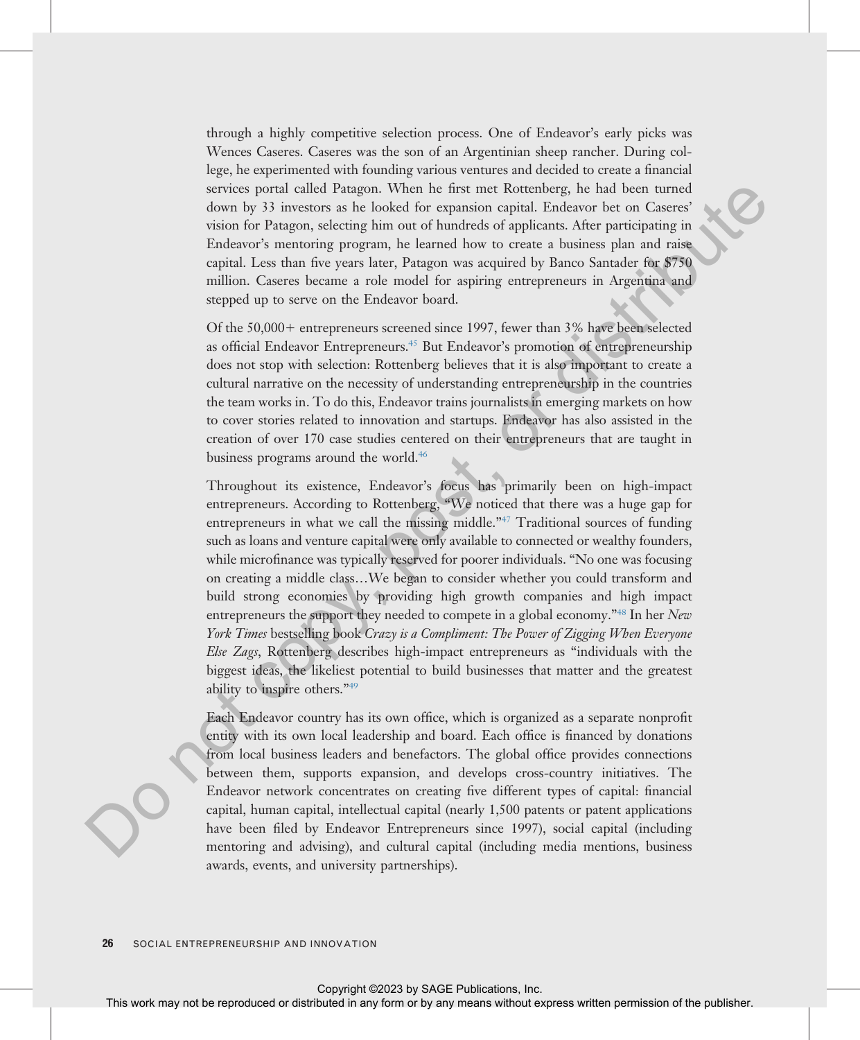through a highly competitive selection process. One of Endeavor's early picks was Wences Caseres. Caseres was the son of an Argentinian sheep rancher. During college, he experimented with founding various ventures and decided to create a financial services portal called Patagon. When he first met Rottenberg, he had been turned down by 33 investors as he looked for expansion capital. Endeavor bet on Caseres' vision for Patagon, selecting him out of hundreds of applicants. After participating in Endeavor's mentoring program, he learned how to create a business plan and raise capital. Less than five years later, Patagon was acquired by Banco Santader for $750 million. Caseres became a role model for aspiring entrepreneurs in Argentina and stepped up to serve on the Endeavor board.

Of the 50,000+ entrepreneurs screened since 1997, fewer than 3% have been selected as official Endeavor Entrepreneurs.[45] But Endeavor's promotion of entrepreneurship does not stop with selection: Rottenberg believes that it is also important to create a cultural narrative on the necessity of understanding entrepreneurship in the countries the team works in. To do this, Endeavor trains journalists in emerging markets on how to cover stories related to innovation and startups. Endeavor has also assisted in the creation of over 170 case studies centered on their entrepreneurs that are taught in business programs around the world.[46]

Throughout its existence, Endeavor's focus has primarily been on high-impact entrepreneurs. According to Rottenberg, "We noticed that there was a huge gap for entrepreneurs in what we call the missing middle."[47] Traditional sources of funding such as loans and venture capital were only available to connected or wealthy founders, while microfinance was typically reserved for poorer individuals. "No one was focusing on creating a middle class…We began to consider whether you could transform and build strong economies by providing high growth companies and high impact entrepreneurs the support they needed to compete in a global economy."[48] In her *New York Times* bestselling book *Crazy is a Compliment: The Power of Zigging When Everyone Else Zags*, Rottenberg describes high-impact entrepreneurs as "individuals with the biggest ideas, the likeliest potential to build businesses that matter and the greatest ability to inspire others."[49]

Each Endeavor country has its own office, which is organized as a separate nonprofit entity with its own local leadership and board. Each office is financed by donations from local business leaders and benefactors. The global office provides connections between them, supports expansion, and develops cross-country initiatives. The Endeavor network concentrates on creating five different types of capital: financial capital, human capital, intellectual capital (nearly 1,500 patents or patent applications have been filed by Endeavor Entrepreneurs since 1997), social capital (including mentoring and advising), and cultural capital (including media mentions, business awards, events, and university partnerships).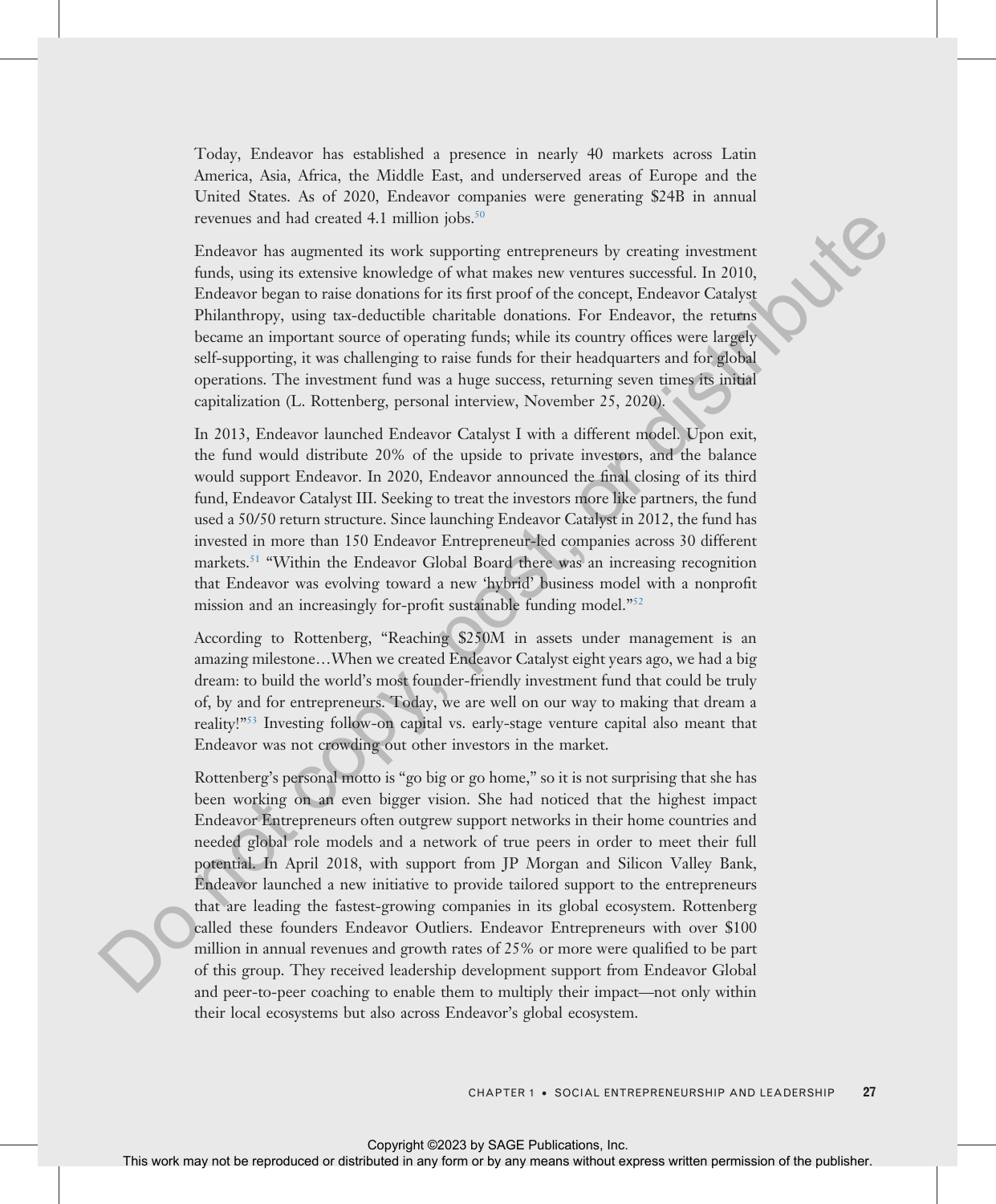Today, Endeavor has established a presence in nearly 40 markets across Latin America, Asia, Africa, the Middle East, and underserved areas of Europe and the United States. As of 2020, Endeavor companies were generating $24B in annual revenues and had created 4.1 million jobs.[50]

Endeavor has augmented its work supporting entrepreneurs by creating investment funds, using its extensive knowledge of what makes new ventures successful. In 2010, Endeavor began to raise donations for its first proof of the concept, Endeavor Catalyst Philanthropy, using tax-deductible charitable donations. For Endeavor, the returns became an important source of operating funds; while its country offices were largely self-supporting, it was challenging to raise funds for their headquarters and for global operations. The investment fund was a huge success, returning seven times its initial capitalization (L. Rottenberg, personal interview, November 25, 2020).

In 2013, Endeavor launched Endeavor Catalyst I with a different model. Upon exit, the fund would distribute 20% of the upside to private investors, and the balance would support Endeavor. In 2020, Endeavor announced the final closing of its third fund, Endeavor Catalyst III. Seeking to treat the investors more like partners, the fund used a 50/50 return structure. Since launching Endeavor Catalyst in 2012, the fund has invested in more than 150 Endeavor Entrepreneur-led companies across 30 different markets.[51] "Within the Endeavor Global Board there was an increasing recognition that Endeavor was evolving toward a new 'hybrid' business model with a nonprofit mission and an increasingly for-profit sustainable funding model."[52]

According to Rottenberg, "Reaching $250M in assets under management is an amazing milestone…When we created Endeavor Catalyst eight years ago, we had a big dream: to build the world's most founder-friendly investment fund that could be truly of, by and for entrepreneurs. Today, we are well on our way to making that dream a reality!"[53] Investing follow-on capital vs. early-stage venture capital also meant that Endeavor was not crowding out other investors in the market.

Rottenberg's personal motto is "go big or go home," so it is not surprising that she has been working on an even bigger vision. She had noticed that the highest impact Endeavor Entrepreneurs often outgrew support networks in their home countries and needed global role models and a network of true peers in order to meet their full potential. In April 2018, with support from JP Morgan and Silicon Valley Bank, Endeavor launched a new initiative to provide tailored support to the entrepreneurs that are leading the fastest-growing companies in its global ecosystem. Rottenberg called these founders Endeavor Outliers. Endeavor Entrepreneurs with over $100 million in annual revenues and growth rates of 25% or more were qualified to be part of this group. They received leadership development support from Endeavor Global and peer-to-peer coaching to enable them to multiply their impact—not only within their local ecosystems but also across Endeavor's global ecosystem.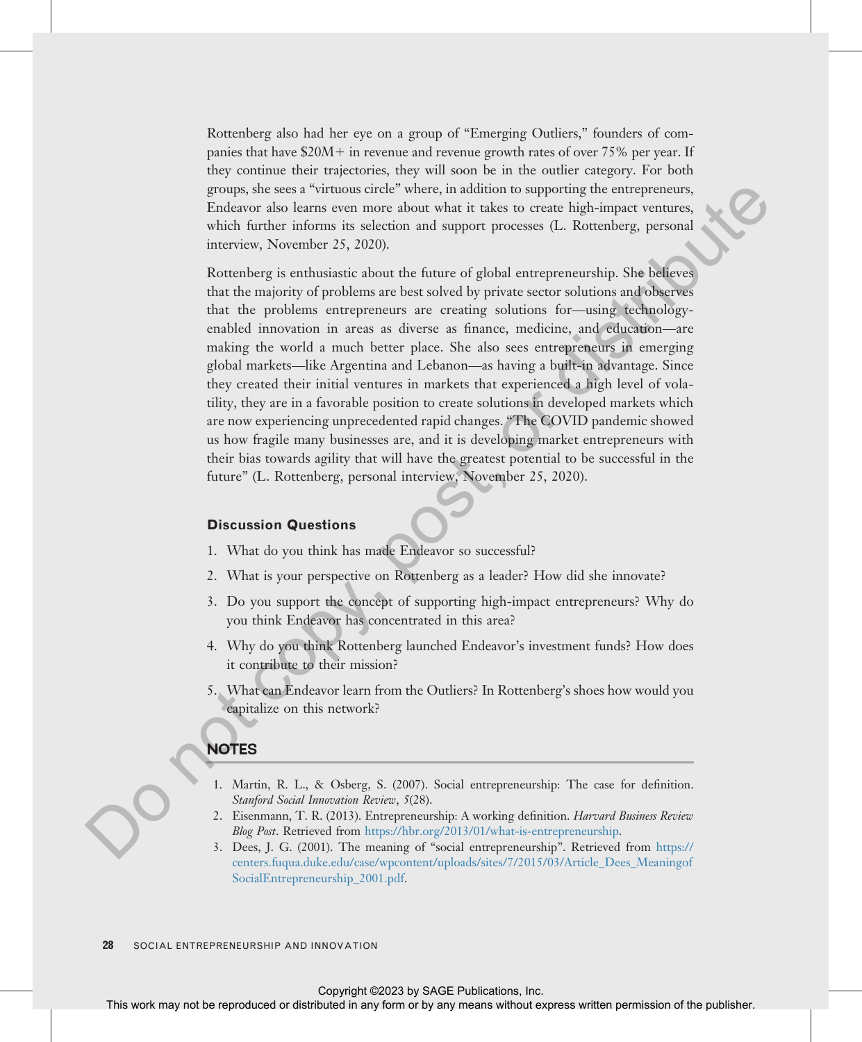Rottenberg also had her eye on a group of "Emerging Outliers," founders of companies that have $20M+ in revenue and revenue growth rates of over 75% per year. If they continue their trajectories, they will soon be in the outlier category. For both groups, she sees a "virtuous circle" where, in addition to supporting the entrepreneurs, Endeavor also learns even more about what it takes to create high-impact ventures, which further informs its selection and support processes (L. Rottenberg, personal interview, November 25, 2020).

Rottenberg is enthusiastic about the future of global entrepreneurship. She believes that the majority of problems are best solved by private sector solutions and observes that the problems entrepreneurs are creating solutions for—using technology-enabled innovation in areas as diverse as finance, medicine, and education—are making the world a much better place. She also sees entrepreneurs in emerging global markets—like Argentina and Lebanon—as having a built-in advantage. Since they created their initial ventures in markets that experienced a high level of volatility, they are in a favorable position to create solutions in developed markets which are now experiencing unprecedented rapid changes. "The COVID pandemic showed us how fragile many businesses are, and it is developing market entrepreneurs with their bias towards agility that will have the greatest potential to be successful in the future" (L. Rottenberg, personal interview, November 25, 2020).

### Discussion Questions

1. What do you think has made Endeavor so successful?
2. What is your perspective on Rottenberg as a leader? How did she innovate?
3. Do you support the concept of supporting high-impact entrepreneurs? Why do you think Endeavor has concentrated in this area?
4. Why do you think Rottenberg launched Endeavor's investment funds? How does it contribute to their mission?
5. What can Endeavor learn from the Outliers? In Rottenberg's shoes how would you capitalize on this network?

## NOTES

1. Martin, R. L., & Osberg, S. (2007). Social entrepreneurship: The case for definition. *Stanford Social Innovation Review*, *5*(28).
2. Eisenmann, T. R. (2013). Entrepreneurship: A working definition. *Harvard Business Review Blog Post*. Retrieved from https://hbr.org/2013/01/what-is-entrepreneurship.
3. Dees, J. G. (2001). The meaning of "social entrepreneurship". Retrieved from https://centers.fuqua.duke.edu/case/wpcontent/uploads/sites/7/2015/03/Article_Dees_MeaningofSocialEntrepreneurship_2001.pdf.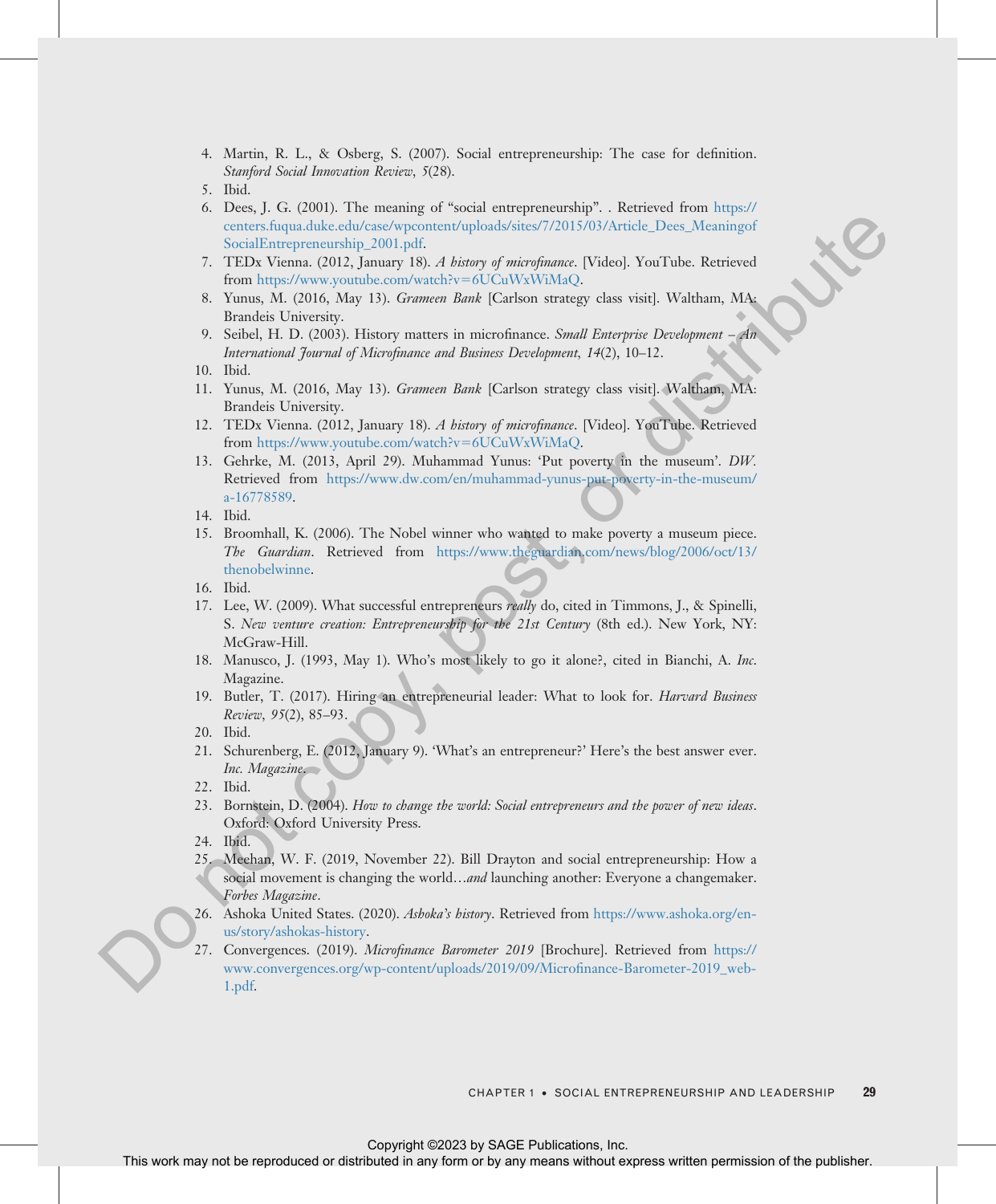4. Martin, R. L., & Osberg, S. (2007). Social entrepreneurship: The case for definition. *Stanford Social Innovation Review*, *5*(28).
5. Ibid.
6. Dees, J. G. (2001). The meaning of "social entrepreneurship". . Retrieved from https://centers.fuqua.duke.edu/case/wpcontent/uploads/sites/7/2015/03/Article_Dees_MeaningofSocialEntrepreneurship_2001.pdf.
7. TEDx Vienna. (2012, January 18). *A history of microfinance*. [Video]. YouTube. Retrieved from https://www.youtube.com/watch?v=6UCuWxWiMaQ.
8. Yunus, M. (2016, May 13). *Grameen Bank* [Carlson strategy class visit]. Waltham, MA: Brandeis University.
9. Seibel, H. D. (2003). History matters in microfinance. *Small Enterprise Development – An International Journal of Microfinance and Business Development*, *14*(2), 10–12.
10. Ibid.
11. Yunus, M. (2016, May 13). *Grameen Bank* [Carlson strategy class visit]. Waltham, MA: Brandeis University.
12. TEDx Vienna. (2012, January 18). *A history of microfinance*. [Video]. YouTube. Retrieved from https://www.youtube.com/watch?v=6UCuWxWiMaQ.
13. Gehrke, M. (2013, April 29). Muhammad Yunus: 'Put poverty in the museum'. *DW*. Retrieved from https://www.dw.com/en/muhammad-yunus-put-poverty-in-the-museum/a-16778589.
14. Ibid.
15. Broomhall, K. (2006). The Nobel winner who wanted to make poverty a museum piece. *The Guardian*. Retrieved from https://www.theguardian.com/news/blog/2006/oct/13/thenobelwinne.
16. Ibid.
17. Lee, W. (2009). What successful entrepreneurs *really* do, cited in Timmons, J., & Spinelli, S. *New venture creation: Entrepreneurship for the 21st Century* (8th ed.). New York, NY: McGraw-Hill.
18. Manusco, J. (1993, May 1). Who's most likely to go it alone?, cited in Bianchi, A. *Inc.* Magazine.
19. Butler, T. (2017). Hiring an entrepreneurial leader: What to look for. *Harvard Business Review*, *95*(2), 85–93.
20. Ibid.
21. Schurenberg, E. (2012, January 9). 'What's an entrepreneur?' Here's the best answer ever. *Inc. Magazine*.
22. Ibid.
23. Bornstein, D. (2004). *How to change the world: Social entrepreneurs and the power of new ideas*. Oxford: Oxford University Press.
24. Ibid.
25. Meehan, W. F. (2019, November 22). Bill Drayton and social entrepreneurship: How a social movement is changing the world…*and* launching another: Everyone a changemaker. *Forbes Magazine*.
26. Ashoka United States. (2020). *Ashoka's history*. Retrieved from https://www.ashoka.org/en-us/story/ashokas-history.
27. Convergences. (2019). *Microfinance Barometer 2019* [Brochure]. Retrieved from https://www.convergences.org/wp-content/uploads/2019/09/Microfinance-Barometer-2019_web-1.pdf.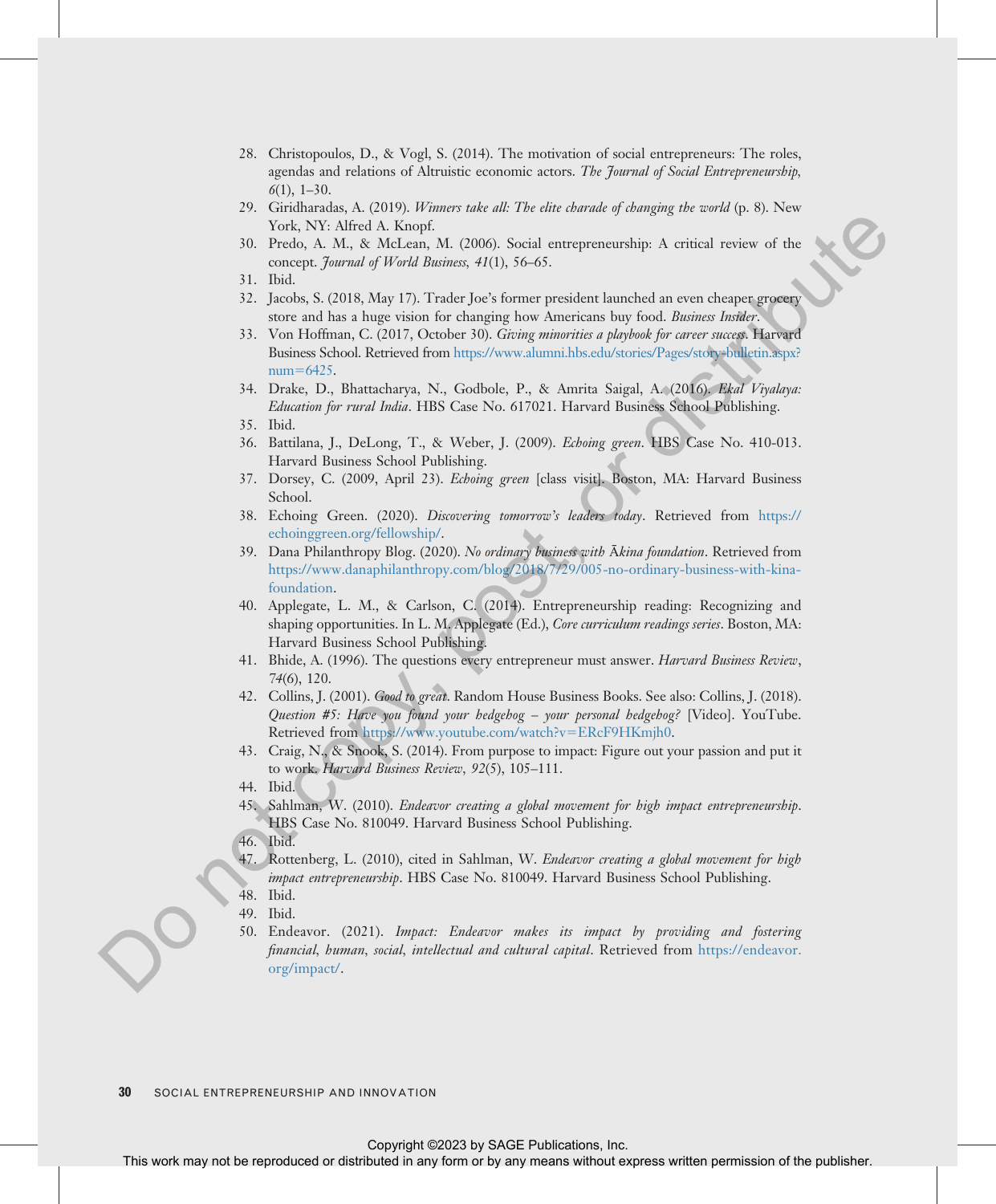28. Christopoulos, D., & Vogl, S. (2014). The motivation of social entrepreneurs: The roles, agendas and relations of Altruistic economic actors. *The Journal of Social Entrepreneurship*, *6*(1), 1–30.
29. Giridharadas, A. (2019). *Winners take all: The elite charade of changing the world* (p. 8). New York, NY: Alfred A. Knopf.
30. Predo, A. M., & McLean, M. (2006). Social entrepreneurship: A critical review of the concept. *Journal of World Business*, *41*(1), 56–65.
31. Ibid.
32. Jacobs, S. (2018, May 17). Trader Joe's former president launched an even cheaper grocery store and has a huge vision for changing how Americans buy food. *Business Insider*.
33. Von Hoffman, C. (2017, October 30). *Giving minorities a playbook for career success*. Harvard Business School. Retrieved from https://www.alumni.hbs.edu/stories/Pages/story-bulletin.aspx?num=6425.
34. Drake, D., Bhattacharya, N., Godbole, P., & Amrita Saigal, A. (2016). *Ekal Viyalaya: Education for rural India*. HBS Case No. 617021. Harvard Business School Publishing.
35. Ibid.
36. Battilana, J., DeLong, T., & Weber, J. (2009). *Echoing green*. HBS Case No. 410-013. Harvard Business School Publishing.
37. Dorsey, C. (2009, April 23). *Echoing green* [class visit]. Boston, MA: Harvard Business School.
38. Echoing Green. (2020). *Discovering tomorrow's leaders today*. Retrieved from https://echoinggreen.org/fellowship/.
39. Dana Philanthropy Blog. (2020). *No ordinary business with Ākina foundation*. Retrieved from https://www.danaphilanthropy.com/blog/2018/7/29/005-no-ordinary-business-with-kina-foundation.
40. Applegate, L. M., & Carlson, C. (2014). Entrepreneurship reading: Recognizing and shaping opportunities. In L. M. Applegate (Ed.), *Core curriculum readings series*. Boston, MA: Harvard Business School Publishing.
41. Bhide, A. (1996). The questions every entrepreneur must answer. *Harvard Business Review*, *74*(6), 120.
42. Collins, J. (2001). *Good to great*. Random House Business Books. See also: Collins, J. (2018). *Question #5: Have you found your hedgehog – your personal hedgehog?* [Video]. YouTube. Retrieved from https://www.youtube.com/watch?v=ERcF9HKmjh0.
43. Craig, N., & Snook, S. (2014). From purpose to impact: Figure out your passion and put it to work. *Harvard Business Review*, *92*(5), 105–111.
44. Ibid.
45. Sahlman, W. (2010). *Endeavor creating a global movement for high impact entrepreneurship*. HBS Case No. 810049. Harvard Business School Publishing.
46. Ibid.
47. Rottenberg, L. (2010), cited in Sahlman, W. *Endeavor creating a global movement for high impact entrepreneurship*. HBS Case No. 810049. Harvard Business School Publishing.
48. Ibid.
49. Ibid.
50. Endeavor. (2021). *Impact: Endeavor makes its impact by providing and fostering financial, human, social, intellectual and cultural capital*. Retrieved from https://endeavor.org/impact/.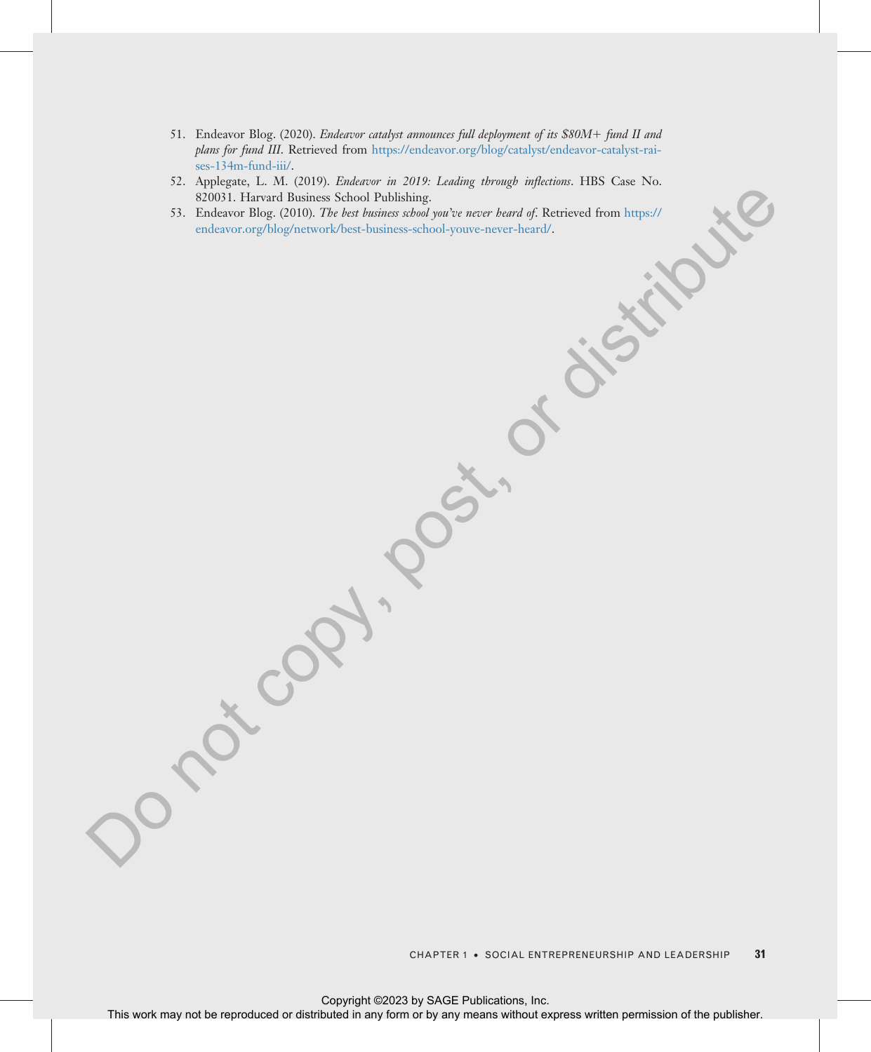51. Endeavor Blog. (2020). *Endeavor catalyst announces full deployment of its $80M+ fund II and plans for fund III*. Retrieved from https://endeavor.org/blog/catalyst/endeavor-catalyst-raises-134m-fund-iii/.
52. Applegate, L. M. (2019). *Endeavor in 2019: Leading through inflections*. HBS Case No. 820031. Harvard Business School Publishing.
53. Endeavor Blog. (2010). *The best business school you've never heard of*. Retrieved from https://endeavor.org/blog/network/best-business-school-youve-never-heard/.